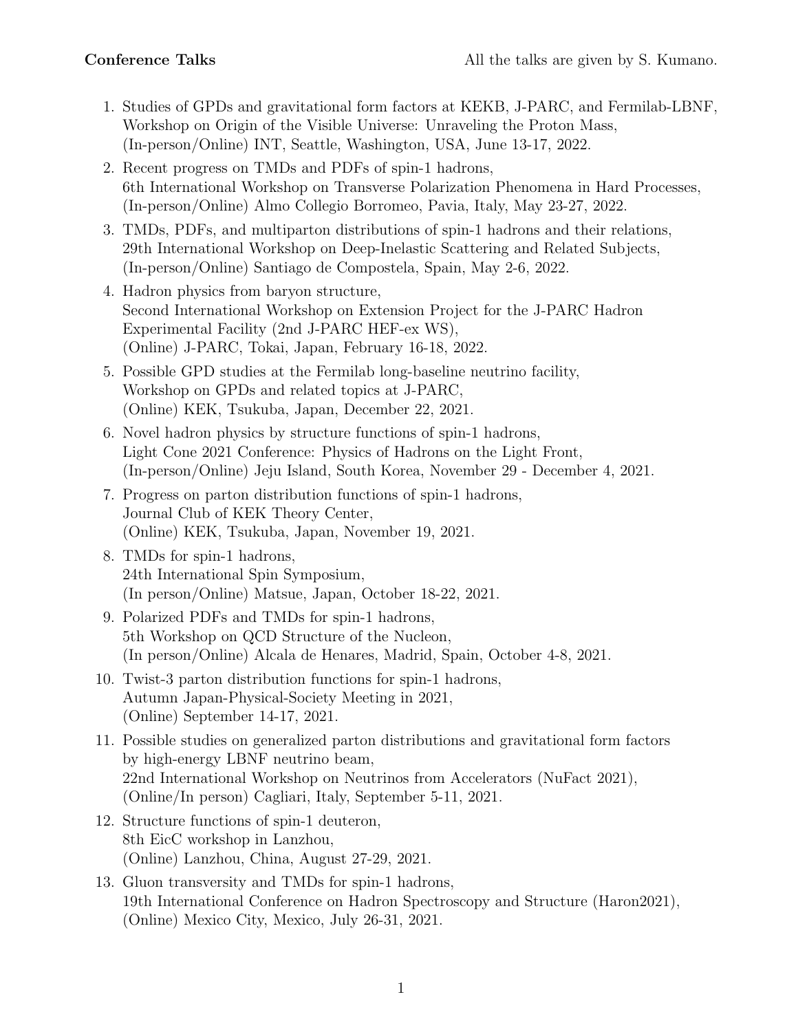**Conference Talks** All the talks are given by S. Kumano.

1. Studies of GPDs and gravitational form factors at KEKB, J-PARC, and Fermilab-LBNF, Workshop on Origin of the Visible Universe: Unraveling the Proton Mass, (In-person/Online) INT, Seattle, Washington, USA, June 13-17, 2022.
2. Recent progress on TMDs and PDFs of spin-1 hadrons, 6th International Workshop on Transverse Polarization Phenomena in Hard Processes, (In-person/Online) Almo Collegio Borromeo, Pavia, Italy, May 23-27, 2022.
3. TMDs, PDFs, and multiparton distributions of spin-1 hadrons and their relations, 29th International Workshop on Deep-Inelastic Scattering and Related Subjects, (In-person/Online) Santiago de Compostela, Spain, May 2-6, 2022.
4. Hadron physics from baryon structure, Second International Workshop on Extension Project for the J-PARC Hadron Experimental Facility (2nd J-PARC HEF-ex WS), (Online) J-PARC, Tokai, Japan, February 16-18, 2022.
5. Possible GPD studies at the Fermilab long-baseline neutrino facility, Workshop on GPDs and related topics at J-PARC, (Online) KEK, Tsukuba, Japan, December 22, 2021.
6. Novel hadron physics by structure functions of spin-1 hadrons, Light Cone 2021 Conference: Physics of Hadrons on the Light Front, (In-person/Online) Jeju Island, South Korea, November 29 - December 4, 2021.
7. Progress on parton distribution functions of spin-1 hadrons, Journal Club of KEK Theory Center, (Online) KEK, Tsukuba, Japan, November 19, 2021.
8. TMDs for spin-1 hadrons, 24th International Spin Symposium, (In person/Online) Matsue, Japan, October 18-22, 2021.
9. Polarized PDFs and TMDs for spin-1 hadrons, 5th Workshop on QCD Structure of the Nucleon, (In person/Online) Alcala de Henares, Madrid, Spain, October 4-8, 2021.
10. Twist-3 parton distribution functions for spin-1 hadrons, Autumn Japan-Physical-Society Meeting in 2021, (Online) September 14-17, 2021.
11. Possible studies on generalized parton distributions and gravitational form factors by high-energy LBNF neutrino beam, 22nd International Workshop on Neutrinos from Accelerators (NuFact 2021), (Online/In person) Cagliari, Italy, September 5-11, 2021.
12. Structure functions of spin-1 deuteron, 8th EicC workshop in Lanzhou, (Online) Lanzhou, China, August 27-29, 2021.
13. Gluon transversity and TMDs for spin-1 hadrons, 19th International Conference on Hadron Spectroscopy and Structure (Haron2021), (Online) Mexico City, Mexico, July 26-31, 2021.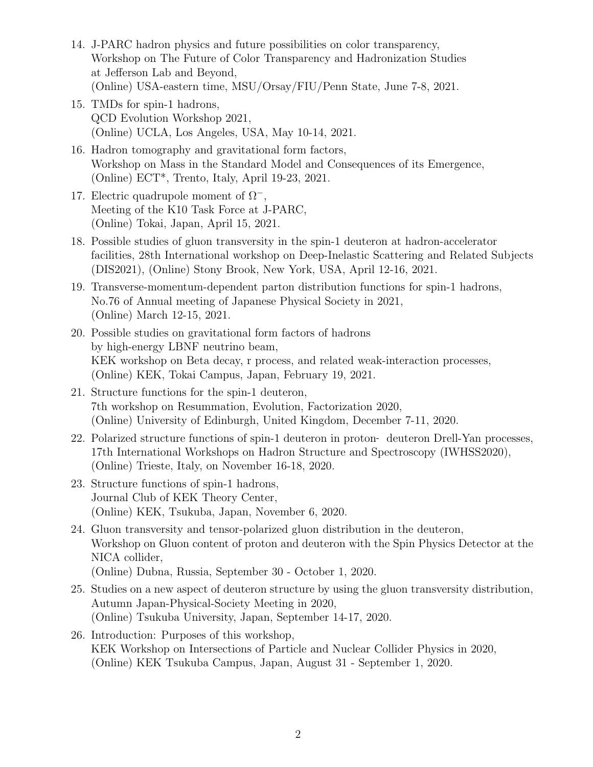14. J-PARC hadron physics and future possibilities on color transparency,
    Workshop on The Future of Color Transparency and Hadronization Studies at Jefferson Lab and Beyond,
    (Online) USA-eastern time, MSU/Orsay/FIU/Penn State, June 7-8, 2021.
15. TMDs for spin-1 hadrons,
    QCD Evolution Workshop 2021,
    (Online) UCLA, Los Angeles, USA, May 10-14, 2021.
16. Hadron tomography and gravitational form factors,
    Workshop on Mass in the Standard Model and Consequences of its Emergence,
    (Online) ECT*, Trento, Italy, April 19-23, 2021.
17. Electric quadrupole moment of $\Omega^-$,
    Meeting of the K10 Task Force at J-PARC,
    (Online) Tokai, Japan, April 15, 2021.
18. Possible studies of gluon transversity in the spin-1 deuteron at hadron-accelerator facilities, 28th International workshop on Deep-Inelastic Scattering and Related Subjects (DIS2021), (Online) Stony Brook, New York, USA, April 12-16, 2021.
19. Transverse-momentum-dependent parton distribution functions for spin-1 hadrons,
    No.76 of Annual meeting of Japanese Physical Society in 2021,
    (Online) March 12-15, 2021.
20. Possible studies on gravitational form factors of hadrons by high-energy LBNF neutrino beam,
    KEK workshop on Beta decay, r process, and related weak-interaction processes,
    (Online) KEK, Tokai Campus, Japan, February 19, 2021.
21. Structure functions for the spin-1 deuteron,
    7th workshop on Resummation, Evolution, Factorization 2020,
    (Online) University of Edinburgh, United Kingdom, December 7-11, 2020.
22. Polarized structure functions of spin-1 deuteron in proton- deuteron Drell-Yan processes,
    17th International Workshops on Hadron Structure and Spectroscopy (IWHSS2020),
    (Online) Trieste, Italy, on November 16-18, 2020.
23. Structure functions of spin-1 hadrons,
    Journal Club of KEK Theory Center,
    (Online) KEK, Tsukuba, Japan, November 6, 2020.
24. Gluon transversity and tensor-polarized gluon distribution in the deuteron,
    Workshop on Gluon content of proton and deuteron with the Spin Physics Detector at the NICA collider,
    (Online) Dubna, Russia, September 30 - October 1, 2020.
25. Studies on a new aspect of deuteron structure by using the gluon transversity distribution,
    Autumn Japan-Physical-Society Meeting in 2020,
    (Online) Tsukuba University, Japan, September 14-17, 2020.
26. Introduction: Purposes of this workshop,
    KEK Workshop on Intersections of Particle and Nuclear Collider Physics in 2020,
    (Online) KEK Tsukuba Campus, Japan, August 31 - September 1, 2020.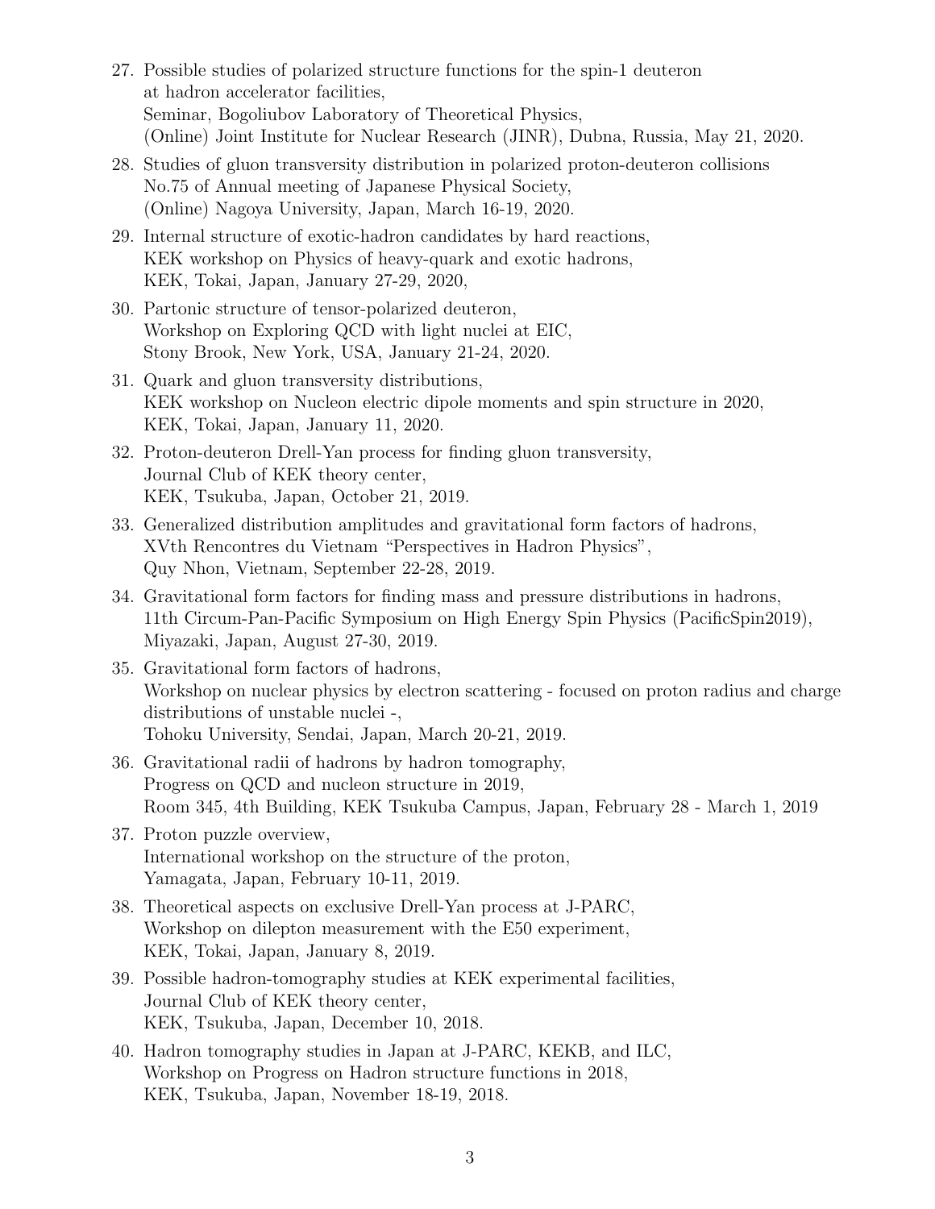27. Possible studies of polarized structure functions for the spin-1 deuteron at hadron accelerator facilities,
    Seminar, Bogoliubov Laboratory of Theoretical Physics,
    (Online) Joint Institute for Nuclear Research (JINR), Dubna, Russia, May 21, 2020.
28. Studies of gluon transversity distribution in polarized proton-deuteron collisions
    No.75 of Annual meeting of Japanese Physical Society,
    (Online) Nagoya University, Japan, March 16-19, 2020.
29. Internal structure of exotic-hadron candidates by hard reactions,
    KEK workshop on Physics of heavy-quark and exotic hadrons,
    KEK, Tokai, Japan, January 27-29, 2020,
30. Partonic structure of tensor-polarized deuteron,
    Workshop on Exploring QCD with light nuclei at EIC,
    Stony Brook, New York, USA, January 21-24, 2020.
31. Quark and gluon transversity distributions,
    KEK workshop on Nucleon electric dipole moments and spin structure in 2020,
    KEK, Tokai, Japan, January 11, 2020.
32. Proton-deuteron Drell-Yan process for finding gluon transversity,
    Journal Club of KEK theory center,
    KEK, Tsukuba, Japan, October 21, 2019.
33. Generalized distribution amplitudes and gravitational form factors of hadrons,
    XVth Rencontres du Vietnam "Perspectives in Hadron Physics",
    Quy Nhon, Vietnam, September 22-28, 2019.
34. Gravitational form factors for finding mass and pressure distributions in hadrons,
    11th Circum-Pan-Pacific Symposium on High Energy Spin Physics (PacificSpin2019),
    Miyazaki, Japan, August 27-30, 2019.
35. Gravitational form factors of hadrons,
    Workshop on nuclear physics by electron scattering - focused on proton radius and charge distributions of unstable nuclei -,
    Tohoku University, Sendai, Japan, March 20-21, 2019.
36. Gravitational radii of hadrons by hadron tomography,
    Progress on QCD and nucleon structure in 2019,
    Room 345, 4th Building, KEK Tsukuba Campus, Japan, February 28 - March 1, 2019
37. Proton puzzle overview,
    International workshop on the structure of the proton,
    Yamagata, Japan, February 10-11, 2019.
38. Theoretical aspects on exclusive Drell-Yan process at J-PARC,
    Workshop on dilepton measurement with the E50 experiment,
    KEK, Tokai, Japan, January 8, 2019.
39. Possible hadron-tomography studies at KEK experimental facilities,
    Journal Club of KEK theory center,
    KEK, Tsukuba, Japan, December 10, 2018.
40. Hadron tomography studies in Japan at J-PARC, KEKB, and ILC,
    Workshop on Progress on Hadron structure functions in 2018,
    KEK, Tsukuba, Japan, November 18-19, 2018.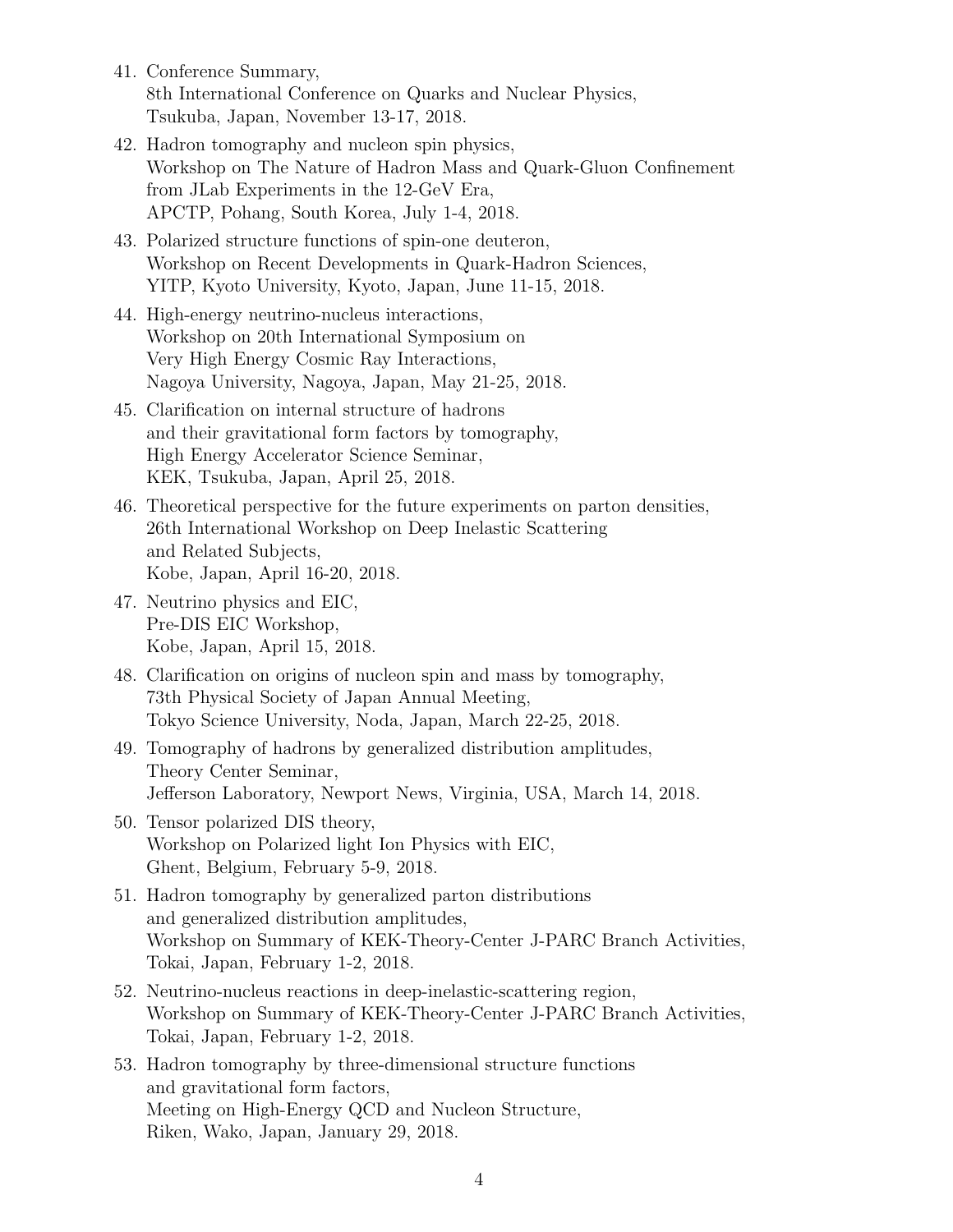41. Conference Summary,
    8th International Conference on Quarks and Nuclear Physics,
    Tsukuba, Japan, November 13-17, 2018.

42. Hadron tomography and nucleon spin physics,
    Workshop on The Nature of Hadron Mass and Quark-Gluon Confinement from JLab Experiments in the 12-GeV Era,
    APCTP, Pohang, South Korea, July 1-4, 2018.

43. Polarized structure functions of spin-one deuteron,
    Workshop on Recent Developments in Quark-Hadron Sciences,
    YITP, Kyoto University, Kyoto, Japan, June 11-15, 2018.

44. High-energy neutrino-nucleus interactions,
    Workshop on 20th International Symposium on Very High Energy Cosmic Ray Interactions,
    Nagoya University, Nagoya, Japan, May 21-25, 2018.

45. Clarification on internal structure of hadrons and their gravitational form factors by tomography,
    High Energy Accelerator Science Seminar,
    KEK, Tsukuba, Japan, April 25, 2018.

46. Theoretical perspective for the future experiments on parton densities,
    26th International Workshop on Deep Inelastic Scattering and Related Subjects,
    Kobe, Japan, April 16-20, 2018.

47. Neutrino physics and EIC,
    Pre-DIS EIC Workshop,
    Kobe, Japan, April 15, 2018.

48. Clarification on origins of nucleon spin and mass by tomography,
    73th Physical Society of Japan Annual Meeting,
    Tokyo Science University, Noda, Japan, March 22-25, 2018.

49. Tomography of hadrons by generalized distribution amplitudes,
    Theory Center Seminar,
    Jefferson Laboratory, Newport News, Virginia, USA, March 14, 2018.

50. Tensor polarized DIS theory,
    Workshop on Polarized light Ion Physics with EIC,
    Ghent, Belgium, February 5-9, 2018.

51. Hadron tomography by generalized parton distributions and generalized distribution amplitudes,
    Workshop on Summary of KEK-Theory-Center J-PARC Branch Activities,
    Tokai, Japan, February 1-2, 2018.

52. Neutrino-nucleus reactions in deep-inelastic-scattering region,
    Workshop on Summary of KEK-Theory-Center J-PARC Branch Activities,
    Tokai, Japan, February 1-2, 2018.

53. Hadron tomography by three-dimensional structure functions and gravitational form factors,
    Meeting on High-Energy QCD and Nucleon Structure,
    Riken, Wako, Japan, January 29, 2018.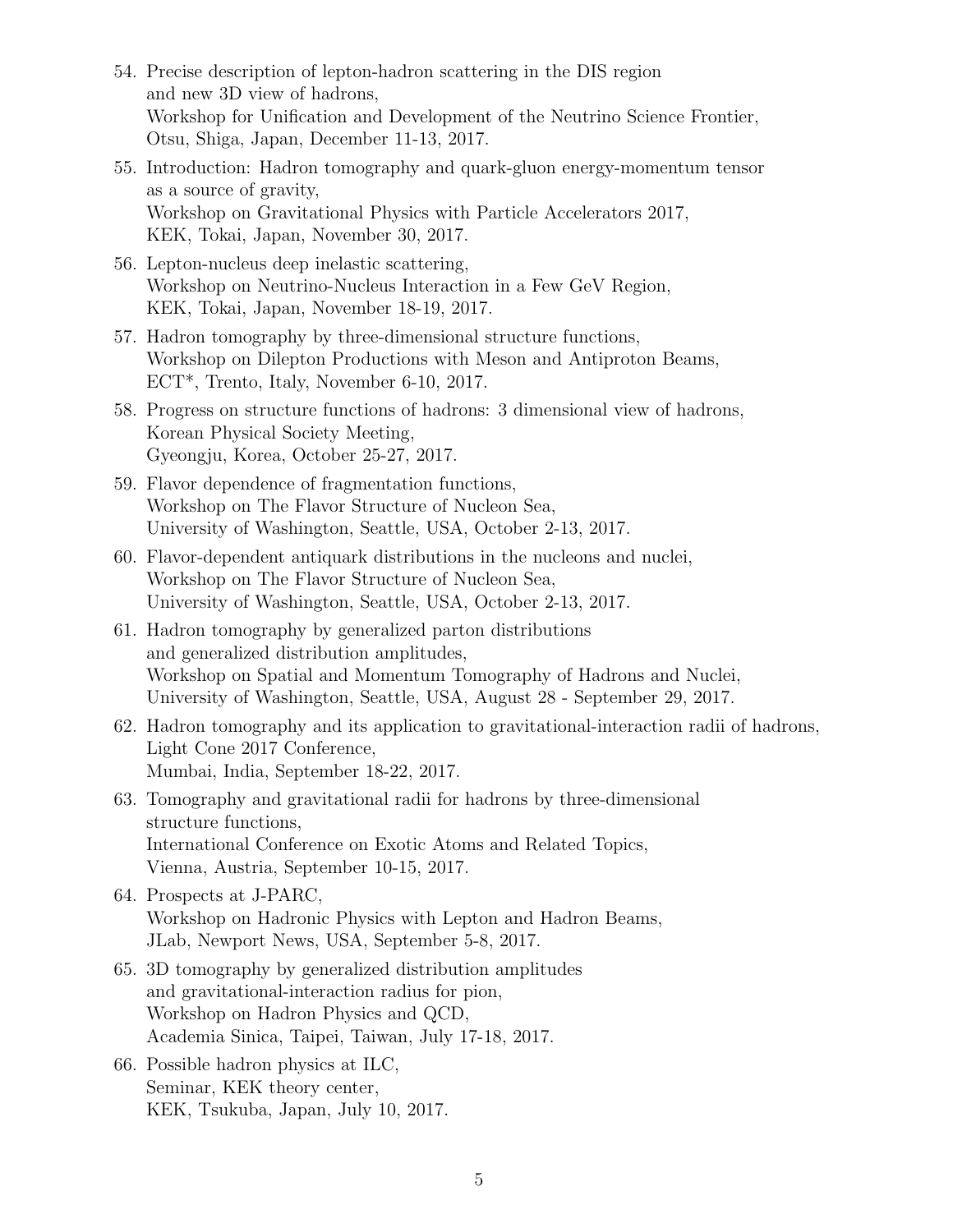54. Precise description of lepton-hadron scattering in the DIS region
    and new 3D view of hadrons,
    Workshop for Unification and Development of the Neutrino Science Frontier,
    Otsu, Shiga, Japan, December 11-13, 2017.
55. Introduction: Hadron tomography and quark-gluon energy-momentum tensor
    as a source of gravity,
    Workshop on Gravitational Physics with Particle Accelerators 2017,
    KEK, Tokai, Japan, November 30, 2017.
56. Lepton-nucleus deep inelastic scattering,
    Workshop on Neutrino-Nucleus Interaction in a Few GeV Region,
    KEK, Tokai, Japan, November 18-19, 2017.
57. Hadron tomography by three-dimensional structure functions,
    Workshop on Dilepton Productions with Meson and Antiproton Beams,
    ECT*, Trento, Italy, November 6-10, 2017.
58. Progress on structure functions of hadrons: 3 dimensional view of hadrons,
    Korean Physical Society Meeting,
    Gyeongju, Korea, October 25-27, 2017.
59. Flavor dependence of fragmentation functions,
    Workshop on The Flavor Structure of Nucleon Sea,
    University of Washington, Seattle, USA, October 2-13, 2017.
60. Flavor-dependent antiquark distributions in the nucleons and nuclei,
    Workshop on The Flavor Structure of Nucleon Sea,
    University of Washington, Seattle, USA, October 2-13, 2017.
61. Hadron tomography by generalized parton distributions
    and generalized distribution amplitudes,
    Workshop on Spatial and Momentum Tomography of Hadrons and Nuclei,
    University of Washington, Seattle, USA, August 28 - September 29, 2017.
62. Hadron tomography and its application to gravitational-interaction radii of hadrons,
    Light Cone 2017 Conference,
    Mumbai, India, September 18-22, 2017.
63. Tomography and gravitational radii for hadrons by three-dimensional
    structure functions,
    International Conference on Exotic Atoms and Related Topics,
    Vienna, Austria, September 10-15, 2017.
64. Prospects at J-PARC,
    Workshop on Hadronic Physics with Lepton and Hadron Beams,
    JLab, Newport News, USA, September 5-8, 2017.
65. 3D tomography by generalized distribution amplitudes
    and gravitational-interaction radius for pion,
    Workshop on Hadron Physics and QCD,
    Academia Sinica, Taipei, Taiwan, July 17-18, 2017.
66. Possible hadron physics at ILC,
    Seminar, KEK theory center,
    KEK, Tsukuba, Japan, July 10, 2017.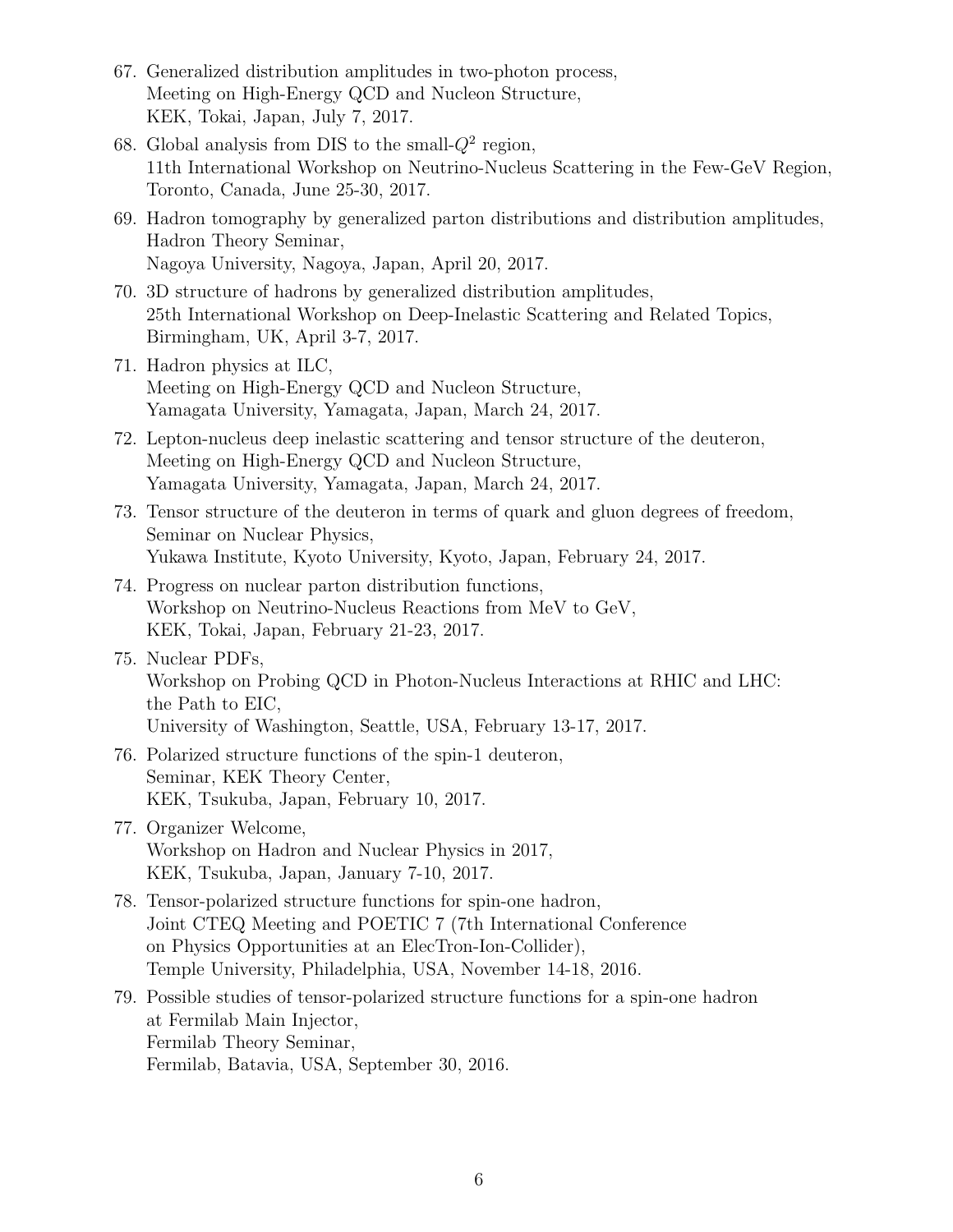67. Generalized distribution amplitudes in two-photon process,
    Meeting on High-Energy QCD and Nucleon Structure,
    KEK, Tokai, Japan, July 7, 2017.
68. Global analysis from DIS to the small-$Q^2$ region,
    11th International Workshop on Neutrino-Nucleus Scattering in the Few-GeV Region,
    Toronto, Canada, June 25-30, 2017.
69. Hadron tomography by generalized parton distributions and distribution amplitudes,
    Hadron Theory Seminar,
    Nagoya University, Nagoya, Japan, April 20, 2017.
70. 3D structure of hadrons by generalized distribution amplitudes,
    25th International Workshop on Deep-Inelastic Scattering and Related Topics,
    Birmingham, UK, April 3-7, 2017.
71. Hadron physics at ILC,
    Meeting on High-Energy QCD and Nucleon Structure,
    Yamagata University, Yamagata, Japan, March 24, 2017.
72. Lepton-nucleus deep inelastic scattering and tensor structure of the deuteron,
    Meeting on High-Energy QCD and Nucleon Structure,
    Yamagata University, Yamagata, Japan, March 24, 2017.
73. Tensor structure of the deuteron in terms of quark and gluon degrees of freedom,
    Seminar on Nuclear Physics,
    Yukawa Institute, Kyoto University, Kyoto, Japan, February 24, 2017.
74. Progress on nuclear parton distribution functions,
    Workshop on Neutrino-Nucleus Reactions from MeV to GeV,
    KEK, Tokai, Japan, February 21-23, 2017.
75. Nuclear PDFs,
    Workshop on Probing QCD in Photon-Nucleus Interactions at RHIC and LHC:
    the Path to EIC,
    University of Washington, Seattle, USA, February 13-17, 2017.
76. Polarized structure functions of the spin-1 deuteron,
    Seminar, KEK Theory Center,
    KEK, Tsukuba, Japan, February 10, 2017.
77. Organizer Welcome,
    Workshop on Hadron and Nuclear Physics in 2017,
    KEK, Tsukuba, Japan, January 7-10, 2017.
78. Tensor-polarized structure functions for spin-one hadron,
    Joint CTEQ Meeting and POETIC 7 (7th International Conference
    on Physics Opportunities at an ElecTron-Ion-Collider),
    Temple University, Philadelphia, USA, November 14-18, 2016.
79. Possible studies of tensor-polarized structure functions for a spin-one hadron
    at Fermilab Main Injector,
    Fermilab Theory Seminar,
    Fermilab, Batavia, USA, September 30, 2016.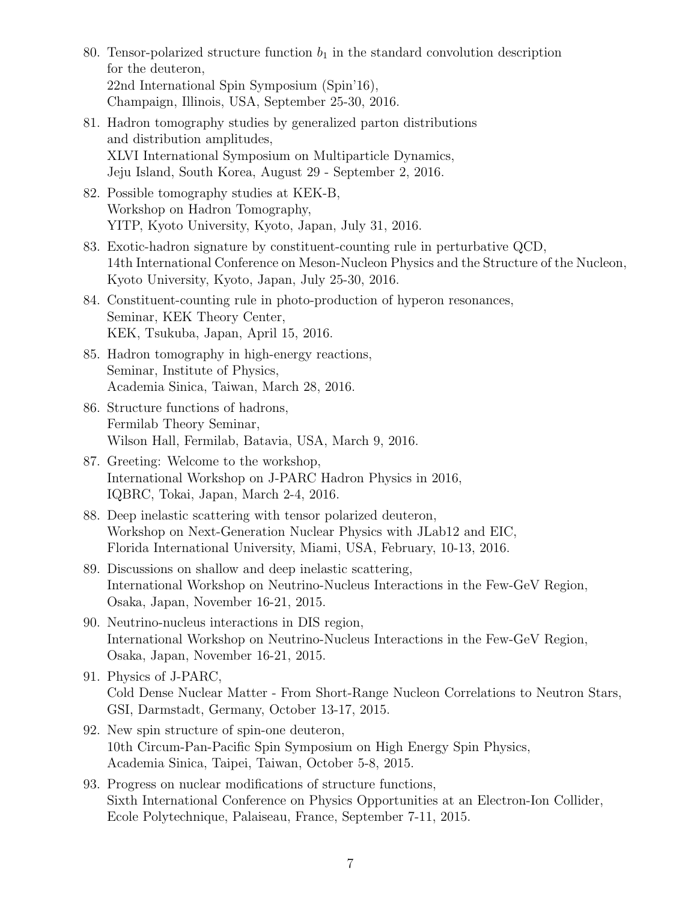80. Tensor-polarized structure function $b_1$ in the standard convolution description for the deuteron,
    22nd International Spin Symposium (Spin'16),
    Champaign, Illinois, USA, September 25-30, 2016.

81. Hadron tomography studies by generalized parton distributions and distribution amplitudes,
    XLVI International Symposium on Multiparticle Dynamics,
    Jeju Island, South Korea, August 29 - September 2, 2016.

82. Possible tomography studies at KEK-B,
    Workshop on Hadron Tomography,
    YITP, Kyoto University, Kyoto, Japan, July 31, 2016.

83. Exotic-hadron signature by constituent-counting rule in perturbative QCD,
    14th International Conference on Meson-Nucleon Physics and the Structure of the Nucleon,
    Kyoto University, Kyoto, Japan, July 25-30, 2016.

84. Constituent-counting rule in photo-production of hyperon resonances,
    Seminar, KEK Theory Center,
    KEK, Tsukuba, Japan, April 15, 2016.

85. Hadron tomography in high-energy reactions,
    Seminar, Institute of Physics,
    Academia Sinica, Taiwan, March 28, 2016.

86. Structure functions of hadrons,
    Fermilab Theory Seminar,
    Wilson Hall, Fermilab, Batavia, USA, March 9, 2016.

87. Greeting: Welcome to the workshop,
    International Workshop on J-PARC Hadron Physics in 2016,
    IQBRC, Tokai, Japan, March 2-4, 2016.

88. Deep inelastic scattering with tensor polarized deuteron,
    Workshop on Next-Generation Nuclear Physics with JLab12 and EIC,
    Florida International University, Miami, USA, February, 10-13, 2016.

89. Discussions on shallow and deep inelastic scattering,
    International Workshop on Neutrino-Nucleus Interactions in the Few-GeV Region,
    Osaka, Japan, November 16-21, 2015.

90. Neutrino-nucleus interactions in DIS region,
    International Workshop on Neutrino-Nucleus Interactions in the Few-GeV Region,
    Osaka, Japan, November 16-21, 2015.

91. Physics of J-PARC,
    Cold Dense Nuclear Matter - From Short-Range Nucleon Correlations to Neutron Stars,
    GSI, Darmstadt, Germany, October 13-17, 2015.

92. New spin structure of spin-one deuteron,
    10th Circum-Pan-Pacific Spin Symposium on High Energy Spin Physics,
    Academia Sinica, Taipei, Taiwan, October 5-8, 2015.

93. Progress on nuclear modifications of structure functions,
    Sixth International Conference on Physics Opportunities at an Electron-Ion Collider,
    Ecole Polytechnique, Palaiseau, France, September 7-11, 2015.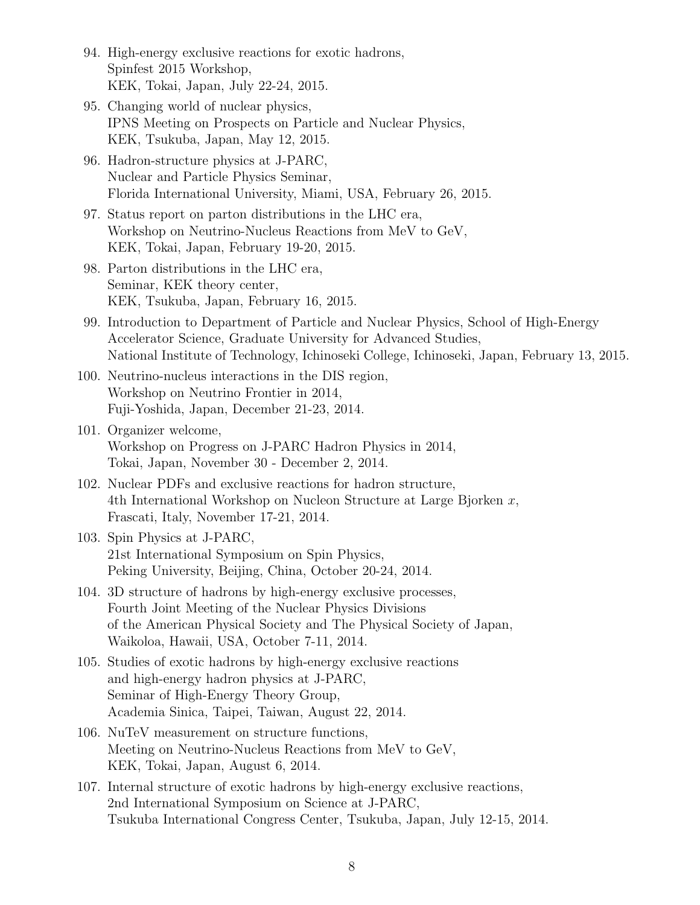94. High-energy exclusive reactions for exotic hadrons,
    Spinfest 2015 Workshop,
    KEK, Tokai, Japan, July 22-24, 2015.
95. Changing world of nuclear physics,
    IPNS Meeting on Prospects on Particle and Nuclear Physics,
    KEK, Tsukuba, Japan, May 12, 2015.
96. Hadron-structure physics at J-PARC,
    Nuclear and Particle Physics Seminar,
    Florida International University, Miami, USA, February 26, 2015.
97. Status report on parton distributions in the LHC era,
    Workshop on Neutrino-Nucleus Reactions from MeV to GeV,
    KEK, Tokai, Japan, February 19-20, 2015.
98. Parton distributions in the LHC era,
    Seminar, KEK theory center,
    KEK, Tsukuba, Japan, February 16, 2015.
99. Introduction to Department of Particle and Nuclear Physics, School of High-Energy Accelerator Science, Graduate University for Advanced Studies,
    National Institute of Technology, Ichinoseki College, Ichinoseki, Japan, February 13, 2015.
100. Neutrino-nucleus interactions in the DIS region,
    Workshop on Neutrino Frontier in 2014,
    Fuji-Yoshida, Japan, December 21-23, 2014.
101. Organizer welcome,
    Workshop on Progress on J-PARC Hadron Physics in 2014,
    Tokai, Japan, November 30 - December 2, 2014.
102. Nuclear PDFs and exclusive reactions for hadron structure,
    4th International Workshop on Nucleon Structure at Large Bjorken $x$,
    Frascati, Italy, November 17-21, 2014.
103. Spin Physics at J-PARC,
    21st International Symposium on Spin Physics,
    Peking University, Beijing, China, October 20-24, 2014.
104. 3D structure of hadrons by high-energy exclusive processes,
    Fourth Joint Meeting of the Nuclear Physics Divisions
    of the American Physical Society and The Physical Society of Japan,
    Waikoloa, Hawaii, USA, October 7-11, 2014.
105. Studies of exotic hadrons by high-energy exclusive reactions
    and high-energy hadron physics at J-PARC,
    Seminar of High-Energy Theory Group,
    Academia Sinica, Taipei, Taiwan, August 22, 2014.
106. NuTeV measurement on structure functions,
    Meeting on Neutrino-Nucleus Reactions from MeV to GeV,
    KEK, Tokai, Japan, August 6, 2014.
107. Internal structure of exotic hadrons by high-energy exclusive reactions,
    2nd International Symposium on Science at J-PARC,
    Tsukuba International Congress Center, Tsukuba, Japan, July 12-15, 2014.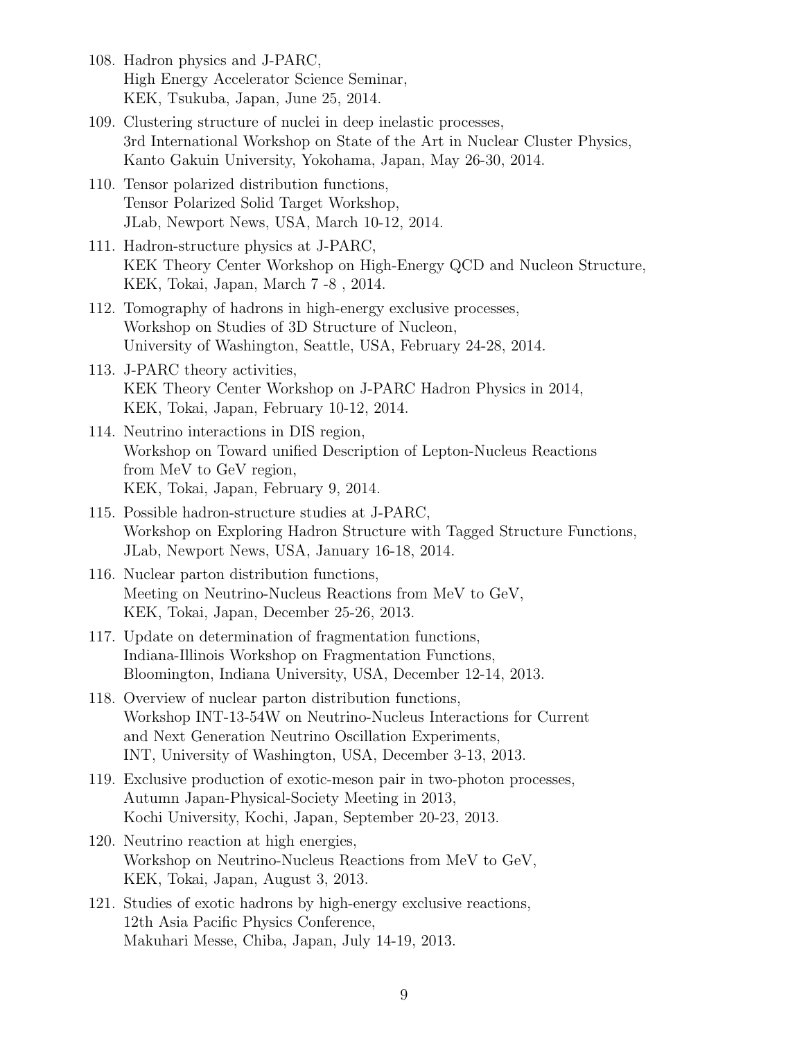108. Hadron physics and J-PARC,
     High Energy Accelerator Science Seminar,
     KEK, Tsukuba, Japan, June 25, 2014.

109. Clustering structure of nuclei in deep inelastic processes,
     3rd International Workshop on State of the Art in Nuclear Cluster Physics,
     Kanto Gakuin University, Yokohama, Japan, May 26-30, 2014.

110. Tensor polarized distribution functions,
     Tensor Polarized Solid Target Workshop,
     JLab, Newport News, USA, March 10-12, 2014.

111. Hadron-structure physics at J-PARC,
     KEK Theory Center Workshop on High-Energy QCD and Nucleon Structure,
     KEK, Tokai, Japan, March 7 -8 , 2014.

112. Tomography of hadrons in high-energy exclusive processes,
     Workshop on Studies of 3D Structure of Nucleon,
     University of Washington, Seattle, USA, February 24-28, 2014.

113. J-PARC theory activities,
     KEK Theory Center Workshop on J-PARC Hadron Physics in 2014,
     KEK, Tokai, Japan, February 10-12, 2014.

114. Neutrino interactions in DIS region,
     Workshop on Toward unified Description of Lepton-Nucleus Reactions
     from MeV to GeV region,
     KEK, Tokai, Japan, February 9, 2014.

115. Possible hadron-structure studies at J-PARC,
     Workshop on Exploring Hadron Structure with Tagged Structure Functions,
     JLab, Newport News, USA, January 16-18, 2014.

116. Nuclear parton distribution functions,
     Meeting on Neutrino-Nucleus Reactions from MeV to GeV,
     KEK, Tokai, Japan, December 25-26, 2013.

117. Update on determination of fragmentation functions,
     Indiana-Illinois Workshop on Fragmentation Functions,
     Bloomington, Indiana University, USA, December 12-14, 2013.

118. Overview of nuclear parton distribution functions,
     Workshop INT-13-54W on Neutrino-Nucleus Interactions for Current
     and Next Generation Neutrino Oscillation Experiments,
     INT, University of Washington, USA, December 3-13, 2013.

119. Exclusive production of exotic-meson pair in two-photon processes,
     Autumn Japan-Physical-Society Meeting in 2013,
     Kochi University, Kochi, Japan, September 20-23, 2013.

120. Neutrino reaction at high energies,
     Workshop on Neutrino-Nucleus Reactions from MeV to GeV,
     KEK, Tokai, Japan, August 3, 2013.

121. Studies of exotic hadrons by high-energy exclusive reactions,
     12th Asia Pacific Physics Conference,
     Makuhari Messe, Chiba, Japan, July 14-19, 2013.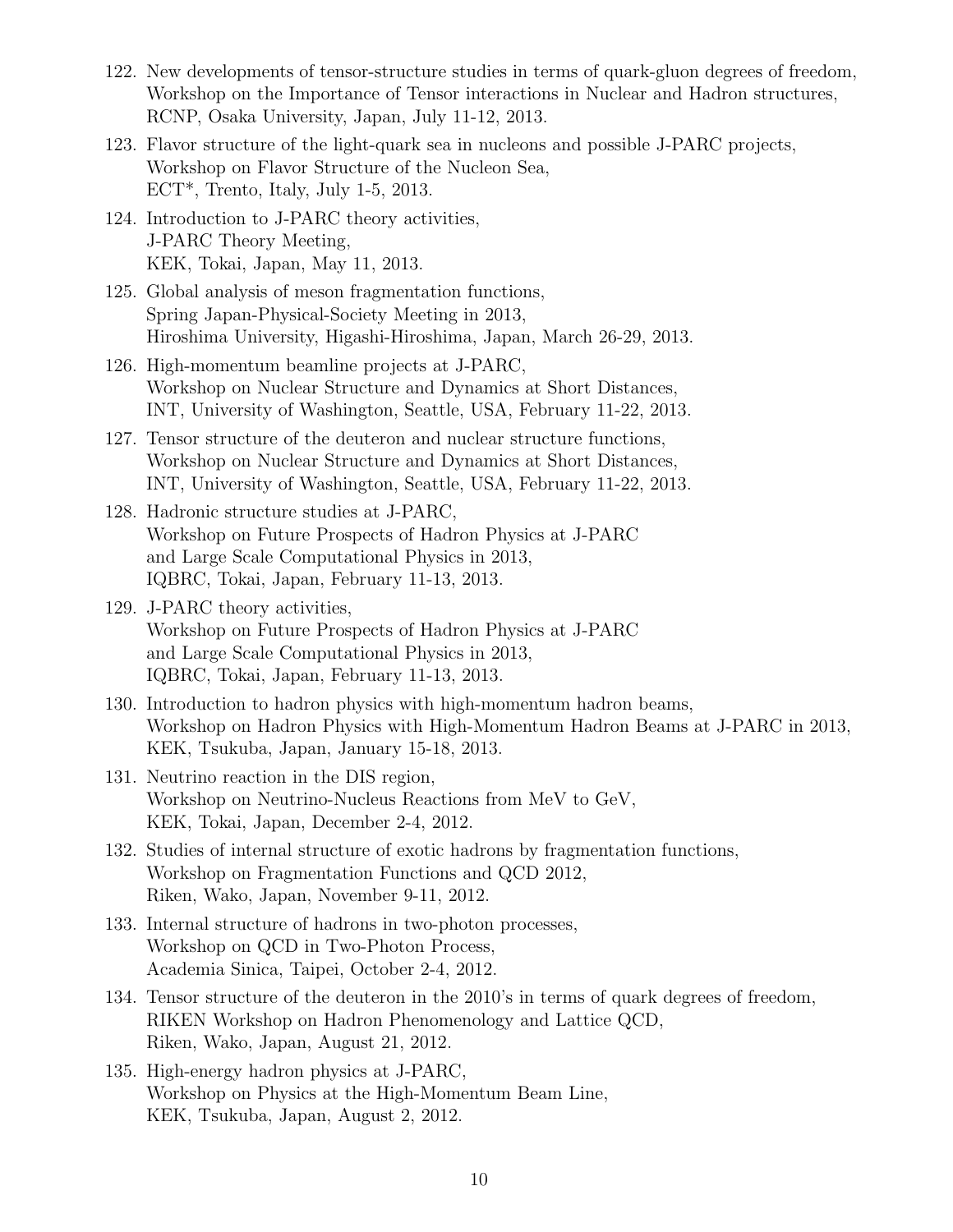122. New developments of tensor-structure studies in terms of quark-gluon degrees of freedom,
Workshop on the Importance of Tensor interactions in Nuclear and Hadron structures,
RCNP, Osaka University, Japan, July 11-12, 2013.

123. Flavor structure of the light-quark sea in nucleons and possible J-PARC projects,
Workshop on Flavor Structure of the Nucleon Sea,
ECT*, Trento, Italy, July 1-5, 2013.

124. Introduction to J-PARC theory activities,
J-PARC Theory Meeting,
KEK, Tokai, Japan, May 11, 2013.

125. Global analysis of meson fragmentation functions,
Spring Japan-Physical-Society Meeting in 2013,
Hiroshima University, Higashi-Hiroshima, Japan, March 26-29, 2013.

126. High-momentum beamline projects at J-PARC,
Workshop on Nuclear Structure and Dynamics at Short Distances,
INT, University of Washington, Seattle, USA, February 11-22, 2013.

127. Tensor structure of the deuteron and nuclear structure functions,
Workshop on Nuclear Structure and Dynamics at Short Distances,
INT, University of Washington, Seattle, USA, February 11-22, 2013.

128. Hadronic structure studies at J-PARC,
Workshop on Future Prospects of Hadron Physics at J-PARC
and Large Scale Computational Physics in 2013,
IQBRC, Tokai, Japan, February 11-13, 2013.

129. J-PARC theory activities,
Workshop on Future Prospects of Hadron Physics at J-PARC
and Large Scale Computational Physics in 2013,
IQBRC, Tokai, Japan, February 11-13, 2013.

130. Introduction to hadron physics with high-momentum hadron beams,
Workshop on Hadron Physics with High-Momentum Hadron Beams at J-PARC in 2013,
KEK, Tsukuba, Japan, January 15-18, 2013.

131. Neutrino reaction in the DIS region,
Workshop on Neutrino-Nucleus Reactions from MeV to GeV,
KEK, Tokai, Japan, December 2-4, 2012.

132. Studies of internal structure of exotic hadrons by fragmentation functions,
Workshop on Fragmentation Functions and QCD 2012,
Riken, Wako, Japan, November 9-11, 2012.

133. Internal structure of hadrons in two-photon processes,
Workshop on QCD in Two-Photon Process,
Academia Sinica, Taipei, October 2-4, 2012.

134. Tensor structure of the deuteron in the 2010's in terms of quark degrees of freedom,
RIKEN Workshop on Hadron Phenomenology and Lattice QCD,
Riken, Wako, Japan, August 21, 2012.

135. High-energy hadron physics at J-PARC,
Workshop on Physics at the High-Momentum Beam Line,
KEK, Tsukuba, Japan, August 2, 2012.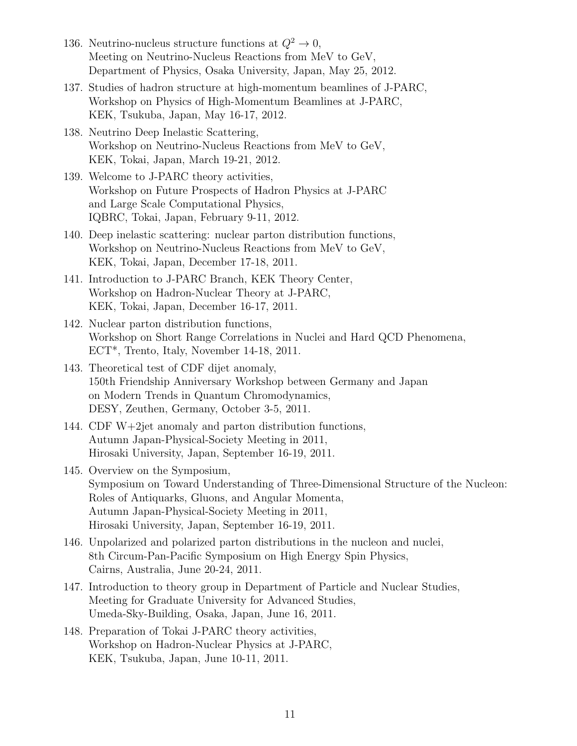136. Neutrino-nucleus structure functions at $Q^2 \to 0$,
Meeting on Neutrino-Nucleus Reactions from MeV to GeV,
Department of Physics, Osaka University, Japan, May 25, 2012.

137. Studies of hadron structure at high-momentum beamlines of J-PARC,
Workshop on Physics of High-Momentum Beamlines at J-PARC,
KEK, Tsukuba, Japan, May 16-17, 2012.

138. Neutrino Deep Inelastic Scattering,
Workshop on Neutrino-Nucleus Reactions from MeV to GeV,
KEK, Tokai, Japan, March 19-21, 2012.

139. Welcome to J-PARC theory activities,
Workshop on Future Prospects of Hadron Physics at J-PARC
and Large Scale Computational Physics,
IQBRC, Tokai, Japan, February 9-11, 2012.

140. Deep inelastic scattering: nuclear parton distribution functions,
Workshop on Neutrino-Nucleus Reactions from MeV to GeV,
KEK, Tokai, Japan, December 17-18, 2011.

141. Introduction to J-PARC Branch, KEK Theory Center,
Workshop on Hadron-Nuclear Theory at J-PARC,
KEK, Tokai, Japan, December 16-17, 2011.

142. Nuclear parton distribution functions,
Workshop on Short Range Correlations in Nuclei and Hard QCD Phenomena,
ECT*, Trento, Italy, November 14-18, 2011.

143. Theoretical test of CDF dijet anomaly,
150th Friendship Anniversary Workshop between Germany and Japan
on Modern Trends in Quantum Chromodynamics,
DESY, Zeuthen, Germany, October 3-5, 2011.

144. CDF W+2jet anomaly and parton distribution functions,
Autumn Japan-Physical-Society Meeting in 2011,
Hirosaki University, Japan, September 16-19, 2011.

145. Overview on the Symposium,
Symposium on Toward Understanding of Three-Dimensional Structure of the Nucleon:
Roles of Antiquarks, Gluons, and Angular Momenta,
Autumn Japan-Physical-Society Meeting in 2011,
Hirosaki University, Japan, September 16-19, 2011.

146. Unpolarized and polarized parton distributions in the nucleon and nuclei,
8th Circum-Pan-Pacific Symposium on High Energy Spin Physics,
Cairns, Australia, June 20-24, 2011.

147. Introduction to theory group in Department of Particle and Nuclear Studies,
Meeting for Graduate University for Advanced Studies,
Umeda-Sky-Building, Osaka, Japan, June 16, 2011.

148. Preparation of Tokai J-PARC theory activities,
Workshop on Hadron-Nuclear Physics at J-PARC,
KEK, Tsukuba, Japan, June 10-11, 2011.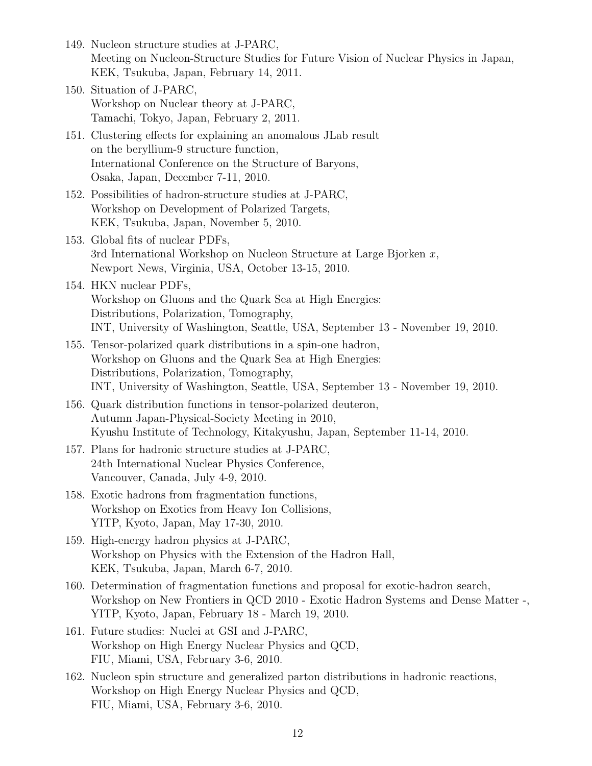149. Nucleon structure studies at J-PARC,
Meeting on Nucleon-Structure Studies for Future Vision of Nuclear Physics in Japan,
KEK, Tsukuba, Japan, February 14, 2011.

150. Situation of J-PARC,
Workshop on Nuclear theory at J-PARC,
Tamachi, Tokyo, Japan, February 2, 2011.

151. Clustering effects for explaining an anomalous JLab result
on the beryllium-9 structure function,
International Conference on the Structure of Baryons,
Osaka, Japan, December 7-11, 2010.

152. Possibilities of hadron-structure studies at J-PARC,
Workshop on Development of Polarized Targets,
KEK, Tsukuba, Japan, November 5, 2010.

153. Global fits of nuclear PDFs,
3rd International Workshop on Nucleon Structure at Large Bjorken $x$,
Newport News, Virginia, USA, October 13-15, 2010.

154. HKN nuclear PDFs,
Workshop on Gluons and the Quark Sea at High Energies:
Distributions, Polarization, Tomography,
INT, University of Washington, Seattle, USA, September 13 - November 19, 2010.

155. Tensor-polarized quark distributions in a spin-one hadron,
Workshop on Gluons and the Quark Sea at High Energies:
Distributions, Polarization, Tomography,
INT, University of Washington, Seattle, USA, September 13 - November 19, 2010.

156. Quark distribution functions in tensor-polarized deuteron,
Autumn Japan-Physical-Society Meeting in 2010,
Kyushu Institute of Technology, Kitakyushu, Japan, September 11-14, 2010.

157. Plans for hadronic structure studies at J-PARC,
24th International Nuclear Physics Conference,
Vancouver, Canada, July 4-9, 2010.

158. Exotic hadrons from fragmentation functions,
Workshop on Exotics from Heavy Ion Collisions,
YITP, Kyoto, Japan, May 17-30, 2010.

159. High-energy hadron physics at J-PARC,
Workshop on Physics with the Extension of the Hadron Hall,
KEK, Tsukuba, Japan, March 6-7, 2010.

160. Determination of fragmentation functions and proposal for exotic-hadron search,
Workshop on New Frontiers in QCD 2010 - Exotic Hadron Systems and Dense Matter -,
YITP, Kyoto, Japan, February 18 - March 19, 2010.

161. Future studies: Nuclei at GSI and J-PARC,
Workshop on High Energy Nuclear Physics and QCD,
FIU, Miami, USA, February 3-6, 2010.

162. Nucleon spin structure and generalized parton distributions in hadronic reactions,
Workshop on High Energy Nuclear Physics and QCD,
FIU, Miami, USA, February 3-6, 2010.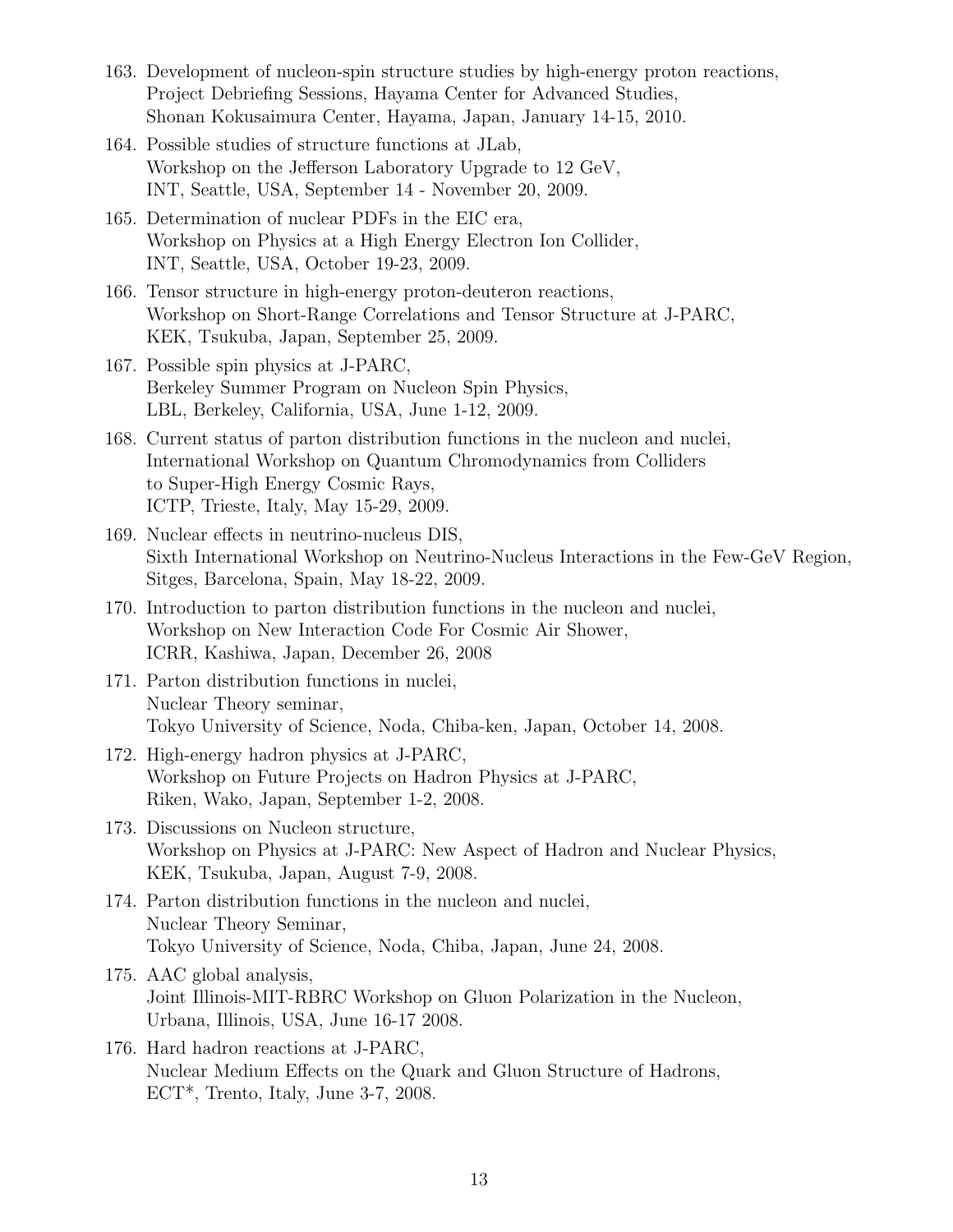163. Development of nucleon-spin structure studies by high-energy proton reactions,
Project Debriefing Sessions, Hayama Center for Advanced Studies,
Shonan Kokusaimura Center, Hayama, Japan, January 14-15, 2010.

164. Possible studies of structure functions at JLab,
Workshop on the Jefferson Laboratory Upgrade to 12 GeV,
INT, Seattle, USA, September 14 - November 20, 2009.

165. Determination of nuclear PDFs in the EIC era,
Workshop on Physics at a High Energy Electron Ion Collider,
INT, Seattle, USA, October 19-23, 2009.

166. Tensor structure in high-energy proton-deuteron reactions,
Workshop on Short-Range Correlations and Tensor Structure at J-PARC,
KEK, Tsukuba, Japan, September 25, 2009.

167. Possible spin physics at J-PARC,
Berkeley Summer Program on Nucleon Spin Physics,
LBL, Berkeley, California, USA, June 1-12, 2009.

168. Current status of parton distribution functions in the nucleon and nuclei,
International Workshop on Quantum Chromodynamics from Colliders
to Super-High Energy Cosmic Rays,
ICTP, Trieste, Italy, May 15-29, 2009.

169. Nuclear effects in neutrino-nucleus DIS,
Sixth International Workshop on Neutrino-Nucleus Interactions in the Few-GeV Region,
Sitges, Barcelona, Spain, May 18-22, 2009.

170. Introduction to parton distribution functions in the nucleon and nuclei,
Workshop on New Interaction Code For Cosmic Air Shower,
ICRR, Kashiwa, Japan, December 26, 2008

171. Parton distribution functions in nuclei,
Nuclear Theory seminar,
Tokyo University of Science, Noda, Chiba-ken, Japan, October 14, 2008.

172. High-energy hadron physics at J-PARC,
Workshop on Future Projects on Hadron Physics at J-PARC,
Riken, Wako, Japan, September 1-2, 2008.

173. Discussions on Nucleon structure,
Workshop on Physics at J-PARC: New Aspect of Hadron and Nuclear Physics,
KEK, Tsukuba, Japan, August 7-9, 2008.

174. Parton distribution functions in the nucleon and nuclei,
Nuclear Theory Seminar,
Tokyo University of Science, Noda, Chiba, Japan, June 24, 2008.

175. AAC global analysis,
Joint Illinois-MIT-RBRC Workshop on Gluon Polarization in the Nucleon,
Urbana, Illinois, USA, June 16-17 2008.

176. Hard hadron reactions at J-PARC,
Nuclear Medium Effects on the Quark and Gluon Structure of Hadrons,
ECT*, Trento, Italy, June 3-7, 2008.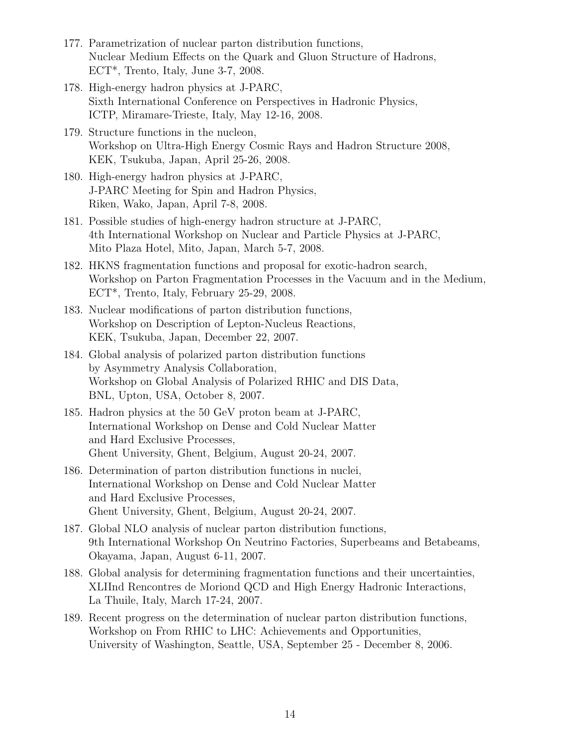177. Parametrization of nuclear parton distribution functions,
Nuclear Medium Effects on the Quark and Gluon Structure of Hadrons,
ECT*, Trento, Italy, June 3-7, 2008.

178. High-energy hadron physics at J-PARC,
Sixth International Conference on Perspectives in Hadronic Physics,
ICTP, Miramare-Trieste, Italy, May 12-16, 2008.

179. Structure functions in the nucleon,
Workshop on Ultra-High Energy Cosmic Rays and Hadron Structure 2008,
KEK, Tsukuba, Japan, April 25-26, 2008.

180. High-energy hadron physics at J-PARC,
J-PARC Meeting for Spin and Hadron Physics,
Riken, Wako, Japan, April 7-8, 2008.

181. Possible studies of high-energy hadron structure at J-PARC,
4th International Workshop on Nuclear and Particle Physics at J-PARC,
Mito Plaza Hotel, Mito, Japan, March 5-7, 2008.

182. HKNS fragmentation functions and proposal for exotic-hadron search,
Workshop on Parton Fragmentation Processes in the Vacuum and in the Medium,
ECT*, Trento, Italy, February 25-29, 2008.

183. Nuclear modifications of parton distribution functions,
Workshop on Description of Lepton-Nucleus Reactions,
KEK, Tsukuba, Japan, December 22, 2007.

184. Global analysis of polarized parton distribution functions
by Asymmetry Analysis Collaboration,
Workshop on Global Analysis of Polarized RHIC and DIS Data,
BNL, Upton, USA, October 8, 2007.

185. Hadron physics at the 50 GeV proton beam at J-PARC,
International Workshop on Dense and Cold Nuclear Matter
and Hard Exclusive Processes,
Ghent University, Ghent, Belgium, August 20-24, 2007.

186. Determination of parton distribution functions in nuclei,
International Workshop on Dense and Cold Nuclear Matter
and Hard Exclusive Processes,
Ghent University, Ghent, Belgium, August 20-24, 2007.

187. Global NLO analysis of nuclear parton distribution functions,
9th International Workshop On Neutrino Factories, Superbeams and Betabeams,
Okayama, Japan, August 6-11, 2007.

188. Global analysis for determining fragmentation functions and their uncertainties,
XLIInd Rencontres de Moriond QCD and High Energy Hadronic Interactions,
La Thuile, Italy, March 17-24, 2007.

189. Recent progress on the determination of nuclear parton distribution functions,
Workshop on From RHIC to LHC: Achievements and Opportunities,
University of Washington, Seattle, USA, September 25 - December 8, 2006.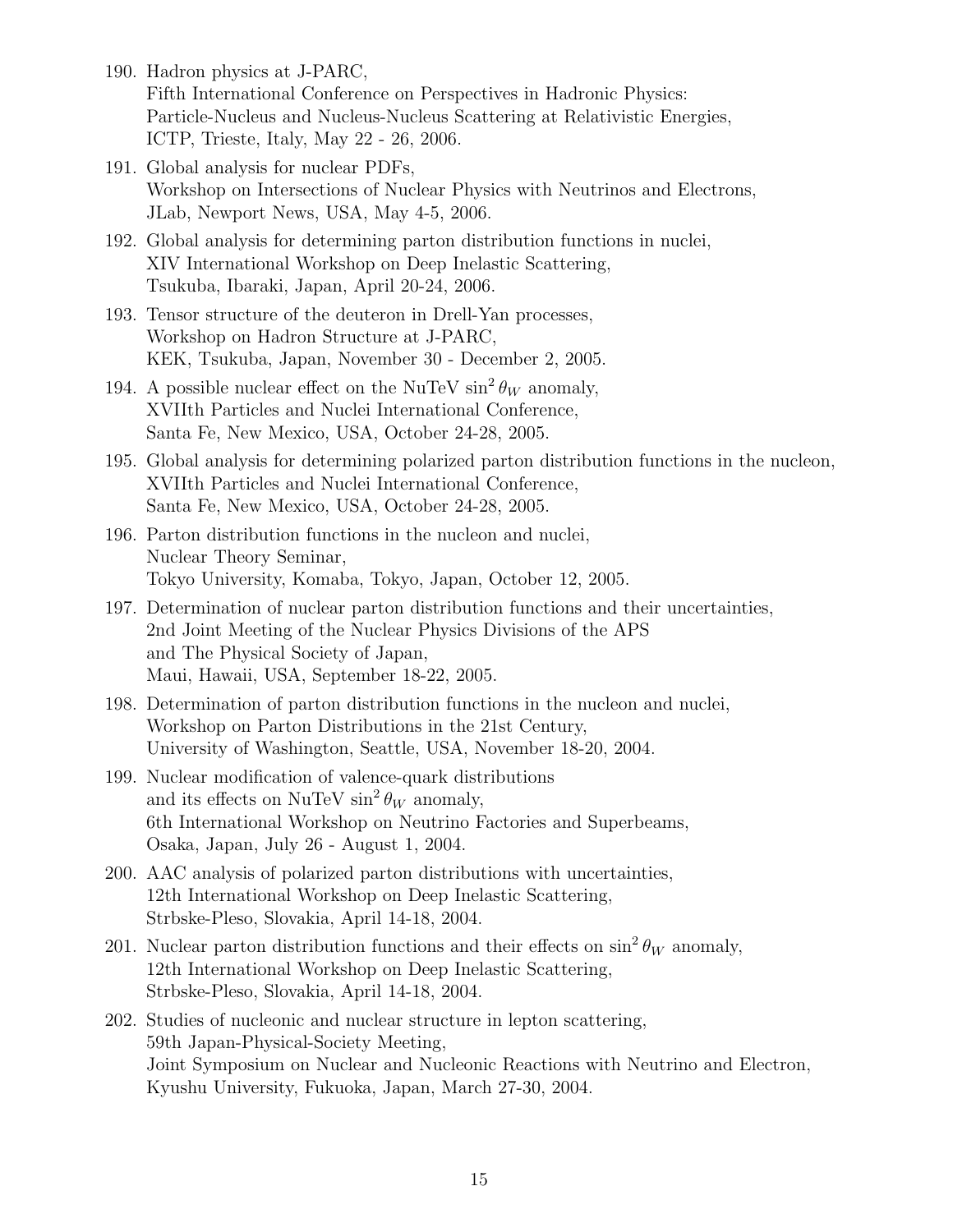190. Hadron physics at J-PARC,
 Fifth International Conference on Perspectives in Hadronic Physics:
 Particle-Nucleus and Nucleus-Nucleus Scattering at Relativistic Energies,
 ICTP, Trieste, Italy, May 22 - 26, 2006.

191. Global analysis for nuclear PDFs,
 Workshop on Intersections of Nuclear Physics with Neutrinos and Electrons,
 JLab, Newport News, USA, May 4-5, 2006.

192. Global analysis for determining parton distribution functions in nuclei,
 XIV International Workshop on Deep Inelastic Scattering,
 Tsukuba, Ibaraki, Japan, April 20-24, 2006.

193. Tensor structure of the deuteron in Drell-Yan processes,
 Workshop on Hadron Structure at J-PARC,
 KEK, Tsukuba, Japan, November 30 - December 2, 2005.

194. A possible nuclear effect on the NuTeV $\sin^2\theta_W$ anomaly,
 XVIIth Particles and Nuclei International Conference,
 Santa Fe, New Mexico, USA, October 24-28, 2005.

195. Global analysis for determining polarized parton distribution functions in the nucleon,
 XVIIth Particles and Nuclei International Conference,
 Santa Fe, New Mexico, USA, October 24-28, 2005.

196. Parton distribution functions in the nucleon and nuclei,
 Nuclear Theory Seminar,
 Tokyo University, Komaba, Tokyo, Japan, October 12, 2005.

197. Determination of nuclear parton distribution functions and their uncertainties,
 2nd Joint Meeting of the Nuclear Physics Divisions of the APS
 and The Physical Society of Japan,
 Maui, Hawaii, USA, September 18-22, 2005.

198. Determination of parton distribution functions in the nucleon and nuclei,
 Workshop on Parton Distributions in the 21st Century,
 University of Washington, Seattle, USA, November 18-20, 2004.

199. Nuclear modification of valence-quark distributions
 and its effects on NuTeV $\sin^2\theta_W$ anomaly,
 6th International Workshop on Neutrino Factories and Superbeams,
 Osaka, Japan, July 26 - August 1, 2004.

200. AAC analysis of polarized parton distributions with uncertainties,
 12th International Workshop on Deep Inelastic Scattering,
 Strbske-Pleso, Slovakia, April 14-18, 2004.

201. Nuclear parton distribution functions and their effects on $\sin^2\theta_W$ anomaly,
 12th International Workshop on Deep Inelastic Scattering,
 Strbske-Pleso, Slovakia, April 14-18, 2004.

202. Studies of nucleonic and nuclear structure in lepton scattering,
 59th Japan-Physical-Society Meeting,
 Joint Symposium on Nuclear and Nucleonic Reactions with Neutrino and Electron,
 Kyushu University, Fukuoka, Japan, March 27-30, 2004.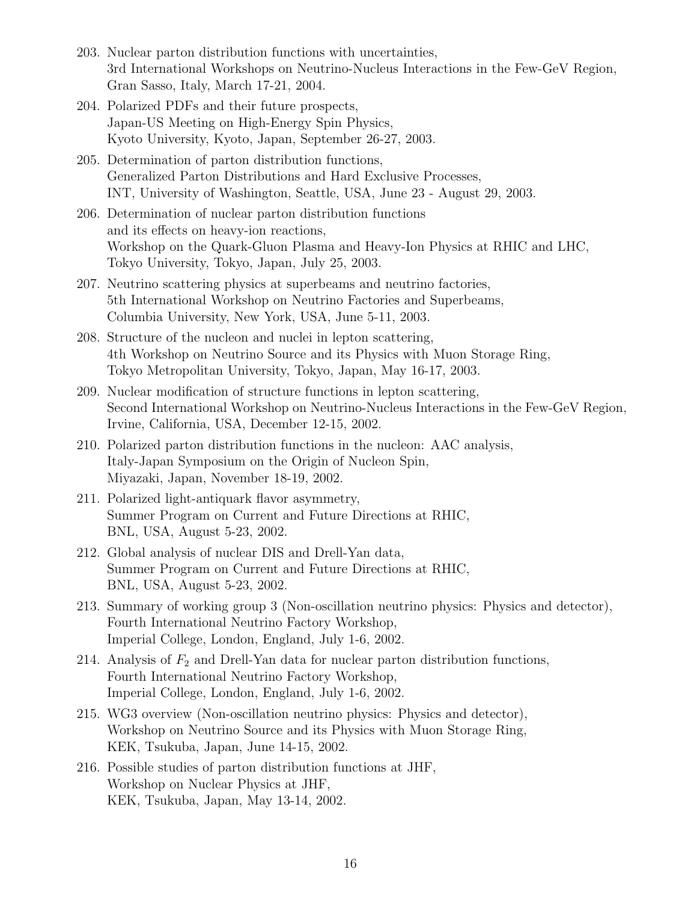203. Nuclear parton distribution functions with uncertainties,
     3rd International Workshops on Neutrino-Nucleus Interactions in the Few-GeV Region,
     Gran Sasso, Italy, March 17-21, 2004.
204. Polarized PDFs and their future prospects,
     Japan-US Meeting on High-Energy Spin Physics,
     Kyoto University, Kyoto, Japan, September 26-27, 2003.
205. Determination of parton distribution functions,
     Generalized Parton Distributions and Hard Exclusive Processes,
     INT, University of Washington, Seattle, USA, June 23 - August 29, 2003.
206. Determination of nuclear parton distribution functions
     and its effects on heavy-ion reactions,
     Workshop on the Quark-Gluon Plasma and Heavy-Ion Physics at RHIC and LHC,
     Tokyo University, Tokyo, Japan, July 25, 2003.
207. Neutrino scattering physics at superbeams and neutrino factories,
     5th International Workshop on Neutrino Factories and Superbeams,
     Columbia University, New York, USA, June 5-11, 2003.
208. Structure of the nucleon and nuclei in lepton scattering,
     4th Workshop on Neutrino Source and its Physics with Muon Storage Ring,
     Tokyo Metropolitan University, Tokyo, Japan, May 16-17, 2003.
209. Nuclear modification of structure functions in lepton scattering,
     Second International Workshop on Neutrino-Nucleus Interactions in the Few-GeV Region,
     Irvine, California, USA, December 12-15, 2002.
210. Polarized parton distribution functions in the nucleon: AAC analysis,
     Italy-Japan Symposium on the Origin of Nucleon Spin,
     Miyazaki, Japan, November 18-19, 2002.
211. Polarized light-antiquark flavor asymmetry,
     Summer Program on Current and Future Directions at RHIC,
     BNL, USA, August 5-23, 2002.
212. Global analysis of nuclear DIS and Drell-Yan data,
     Summer Program on Current and Future Directions at RHIC,
     BNL, USA, August 5-23, 2002.
213. Summary of working group 3 (Non-oscillation neutrino physics: Physics and detector),
     Fourth International Neutrino Factory Workshop,
     Imperial College, London, England, July 1-6, 2002.
214. Analysis of $F_2$ and Drell-Yan data for nuclear parton distribution functions,
     Fourth International Neutrino Factory Workshop,
     Imperial College, London, England, July 1-6, 2002.
215. WG3 overview (Non-oscillation neutrino physics: Physics and detector),
     Workshop on Neutrino Source and its Physics with Muon Storage Ring,
     KEK, Tsukuba, Japan, June 14-15, 2002.
216. Possible studies of parton distribution functions at JHF,
     Workshop on Nuclear Physics at JHF,
     KEK, Tsukuba, Japan, May 13-14, 2002.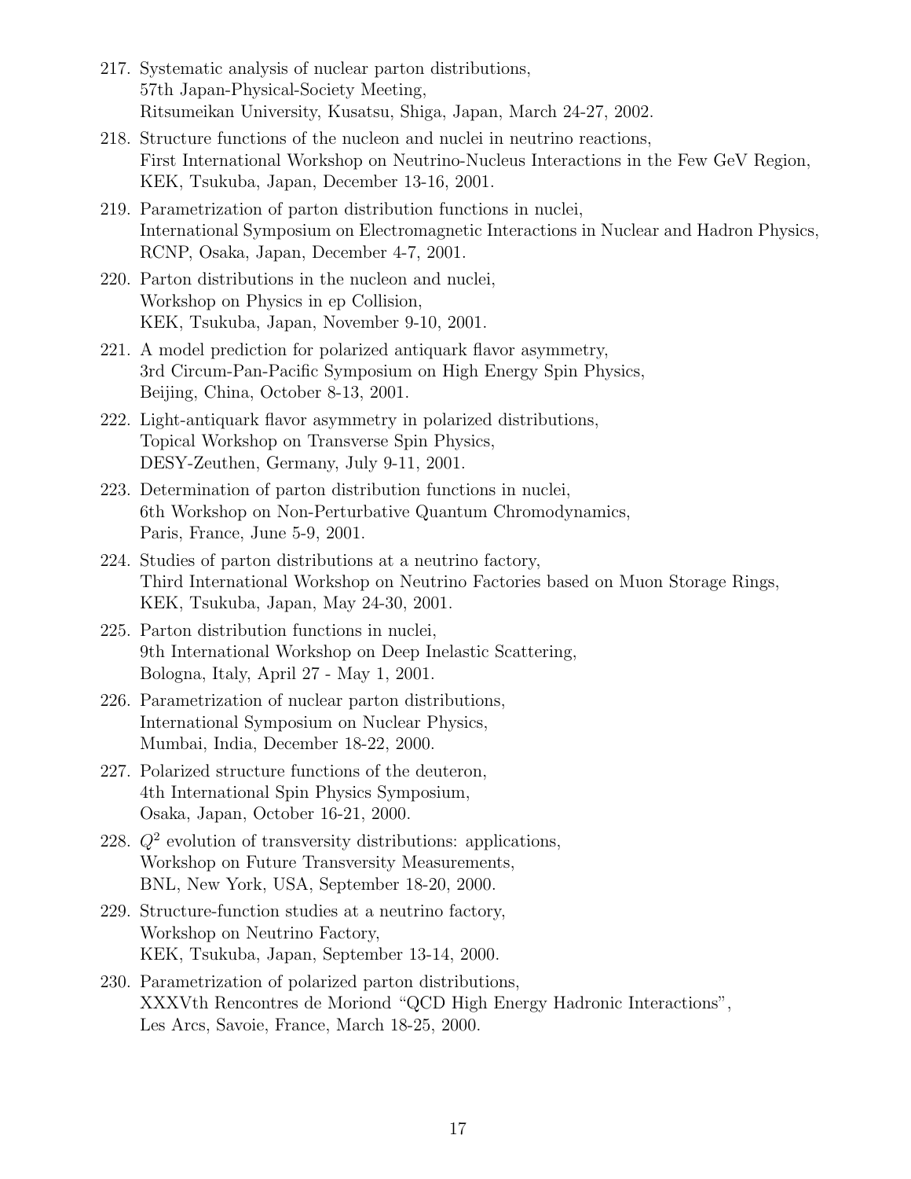217. Systematic analysis of nuclear parton distributions,
     57th Japan-Physical-Society Meeting,
     Ritsumeikan University, Kusatsu, Shiga, Japan, March 24-27, 2002.

218. Structure functions of the nucleon and nuclei in neutrino reactions,
     First International Workshop on Neutrino-Nucleus Interactions in the Few GeV Region,
     KEK, Tsukuba, Japan, December 13-16, 2001.

219. Parametrization of parton distribution functions in nuclei,
     International Symposium on Electromagnetic Interactions in Nuclear and Hadron Physics,
     RCNP, Osaka, Japan, December 4-7, 2001.

220. Parton distributions in the nucleon and nuclei,
     Workshop on Physics in ep Collision,
     KEK, Tsukuba, Japan, November 9-10, 2001.

221. A model prediction for polarized antiquark flavor asymmetry,
     3rd Circum-Pan-Pacific Symposium on High Energy Spin Physics,
     Beijing, China, October 8-13, 2001.

222. Light-antiquark flavor asymmetry in polarized distributions,
     Topical Workshop on Transverse Spin Physics,
     DESY-Zeuthen, Germany, July 9-11, 2001.

223. Determination of parton distribution functions in nuclei,
     6th Workshop on Non-Perturbative Quantum Chromodynamics,
     Paris, France, June 5-9, 2001.

224. Studies of parton distributions at a neutrino factory,
     Third International Workshop on Neutrino Factories based on Muon Storage Rings,
     KEK, Tsukuba, Japan, May 24-30, 2001.

225. Parton distribution functions in nuclei,
     9th International Workshop on Deep Inelastic Scattering,
     Bologna, Italy, April 27 - May 1, 2001.

226. Parametrization of nuclear parton distributions,
     International Symposium on Nuclear Physics,
     Mumbai, India, December 18-22, 2000.

227. Polarized structure functions of the deuteron,
     4th International Spin Physics Symposium,
     Osaka, Japan, October 16-21, 2000.

228. $Q^2$ evolution of transversity distributions: applications,
     Workshop on Future Transversity Measurements,
     BNL, New York, USA, September 18-20, 2000.

229. Structure-function studies at a neutrino factory,
     Workshop on Neutrino Factory,
     KEK, Tsukuba, Japan, September 13-14, 2000.

230. Parametrization of polarized parton distributions,
     XXXVth Rencontres de Moriond "QCD High Energy Hadronic Interactions",
     Les Arcs, Savoie, France, March 18-25, 2000.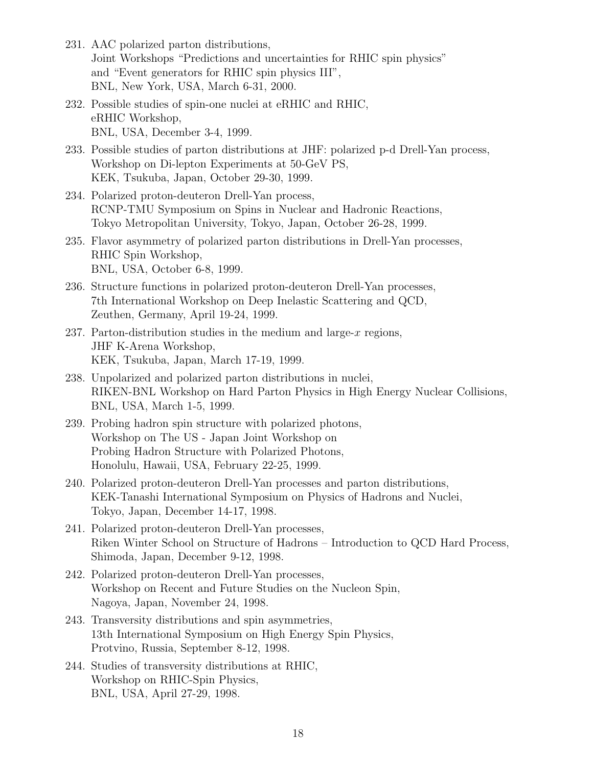231. AAC polarized parton distributions,
Joint Workshops "Predictions and uncertainties for RHIC spin physics" and "Event generators for RHIC spin physics III",
BNL, New York, USA, March 6-31, 2000.

232. Possible studies of spin-one nuclei at eRHIC and RHIC,
eRHIC Workshop,
BNL, USA, December 3-4, 1999.

233. Possible studies of parton distributions at JHF: polarized p-d Drell-Yan process,
Workshop on Di-lepton Experiments at 50-GeV PS,
KEK, Tsukuba, Japan, October 29-30, 1999.

234. Polarized proton-deuteron Drell-Yan process,
RCNP-TMU Symposium on Spins in Nuclear and Hadronic Reactions,
Tokyo Metropolitan University, Tokyo, Japan, October 26-28, 1999.

235. Flavor asymmetry of polarized parton distributions in Drell-Yan processes,
RHIC Spin Workshop,
BNL, USA, October 6-8, 1999.

236. Structure functions in polarized proton-deuteron Drell-Yan processes,
7th International Workshop on Deep Inelastic Scattering and QCD,
Zeuthen, Germany, April 19-24, 1999.

237. Parton-distribution studies in the medium and large-$x$ regions,
JHF K-Arena Workshop,
KEK, Tsukuba, Japan, March 17-19, 1999.

238. Unpolarized and polarized parton distributions in nuclei,
RIKEN-BNL Workshop on Hard Parton Physics in High Energy Nuclear Collisions,
BNL, USA, March 1-5, 1999.

239. Probing hadron spin structure with polarized photons,
Workshop on The US - Japan Joint Workshop on
Probing Hadron Structure with Polarized Photons,
Honolulu, Hawaii, USA, February 22-25, 1999.

240. Polarized proton-deuteron Drell-Yan processes and parton distributions,
KEK-Tanashi International Symposium on Physics of Hadrons and Nuclei,
Tokyo, Japan, December 14-17, 1998.

241. Polarized proton-deuteron Drell-Yan processes,
Riken Winter School on Structure of Hadrons – Introduction to QCD Hard Process,
Shimoda, Japan, December 9-12, 1998.

242. Polarized proton-deuteron Drell-Yan processes,
Workshop on Recent and Future Studies on the Nucleon Spin,
Nagoya, Japan, November 24, 1998.

243. Transversity distributions and spin asymmetries,
13th International Symposium on High Energy Spin Physics,
Protvino, Russia, September 8-12, 1998.

244. Studies of transversity distributions at RHIC,
Workshop on RHIC-Spin Physics,
BNL, USA, April 27-29, 1998.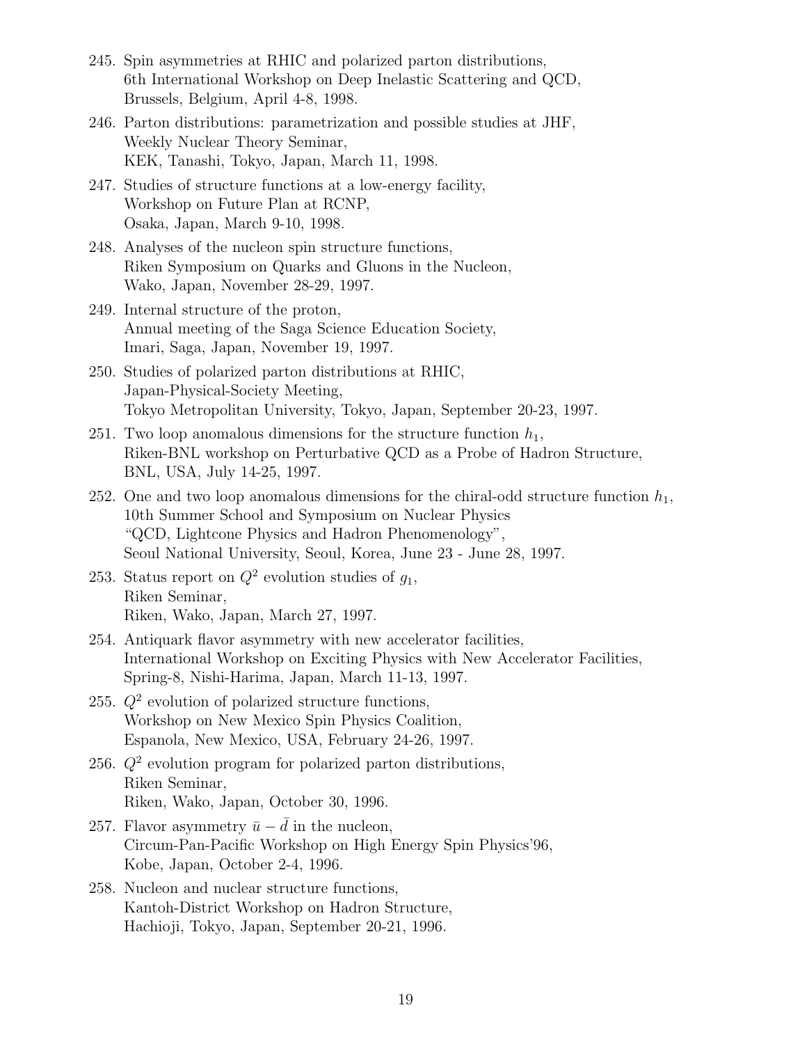245. Spin asymmetries at RHIC and polarized parton distributions,
 6th International Workshop on Deep Inelastic Scattering and QCD,
 Brussels, Belgium, April 4-8, 1998.

246. Parton distributions: parametrization and possible studies at JHF,
 Weekly Nuclear Theory Seminar,
 KEK, Tanashi, Tokyo, Japan, March 11, 1998.

247. Studies of structure functions at a low-energy facility,
 Workshop on Future Plan at RCNP,
 Osaka, Japan, March 9-10, 1998.

248. Analyses of the nucleon spin structure functions,
 Riken Symposium on Quarks and Gluons in the Nucleon,
 Wako, Japan, November 28-29, 1997.

249. Internal structure of the proton,
 Annual meeting of the Saga Science Education Society,
 Imari, Saga, Japan, November 19, 1997.

250. Studies of polarized parton distributions at RHIC,
 Japan-Physical-Society Meeting,
 Tokyo Metropolitan University, Tokyo, Japan, September 20-23, 1997.

251. Two loop anomalous dimensions for the structure function $h_1$,
 Riken-BNL workshop on Perturbative QCD as a Probe of Hadron Structure,
 BNL, USA, July 14-25, 1997.

252. One and two loop anomalous dimensions for the chiral-odd structure function $h_1$,
 10th Summer School and Symposium on Nuclear Physics
 "QCD, Lightcone Physics and Hadron Phenomenology",
 Seoul National University, Seoul, Korea, June 23 - June 28, 1997.

253. Status report on $Q^2$ evolution studies of $g_1$,
 Riken Seminar,
 Riken, Wako, Japan, March 27, 1997.

254. Antiquark flavor asymmetry with new accelerator facilities,
 International Workshop on Exciting Physics with New Accelerator Facilities,
 Spring-8, Nishi-Harima, Japan, March 11-13, 1997.

255. $Q^2$ evolution of polarized structure functions,
 Workshop on New Mexico Spin Physics Coalition,
 Espanola, New Mexico, USA, February 24-26, 1997.

256. $Q^2$ evolution program for polarized parton distributions,
 Riken Seminar,
 Riken, Wako, Japan, October 30, 1996.

257. Flavor asymmetry $\bar{u} - \bar{d}$ in the nucleon,
 Circum-Pan-Pacific Workshop on High Energy Spin Physics'96,
 Kobe, Japan, October 2-4, 1996.

258. Nucleon and nuclear structure functions,
 Kantoh-District Workshop on Hadron Structure,
 Hachioji, Tokyo, Japan, September 20-21, 1996.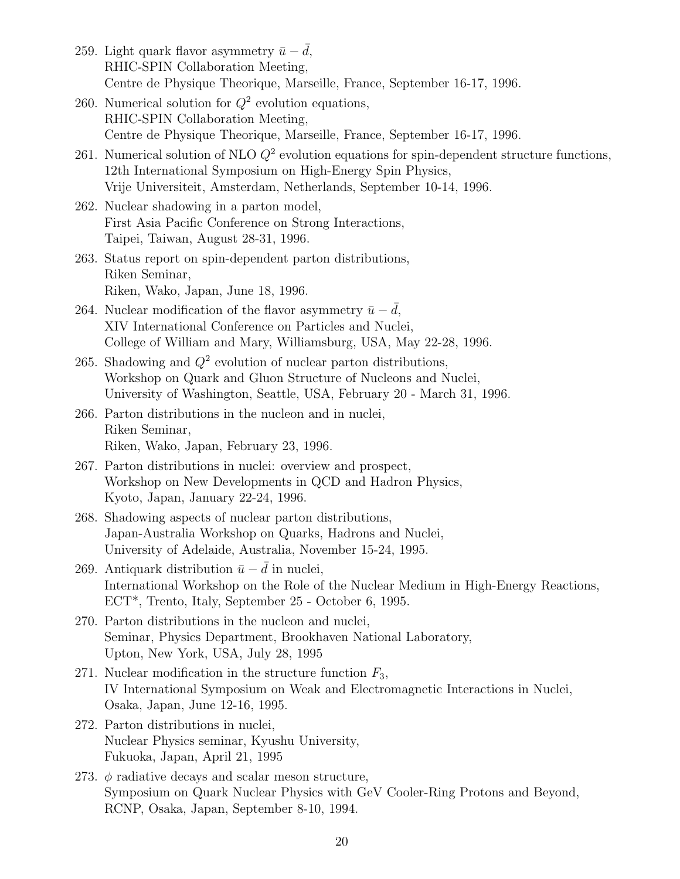259. Light quark flavor asymmetry $\bar{u} - \bar{d}$,
RHIC-SPIN Collaboration Meeting,
Centre de Physique Theorique, Marseille, France, September 16-17, 1996.

260. Numerical solution for $Q^2$ evolution equations,
RHIC-SPIN Collaboration Meeting,
Centre de Physique Theorique, Marseille, France, September 16-17, 1996.

261. Numerical solution of NLO $Q^2$ evolution equations for spin-dependent structure functions,
12th International Symposium on High-Energy Spin Physics,
Vrije Universiteit, Amsterdam, Netherlands, September 10-14, 1996.

262. Nuclear shadowing in a parton model,
First Asia Pacific Conference on Strong Interactions,
Taipei, Taiwan, August 28-31, 1996.

263. Status report on spin-dependent parton distributions,
Riken Seminar,
Riken, Wako, Japan, June 18, 1996.

264. Nuclear modification of the flavor asymmetry $\bar{u} - \bar{d}$,
XIV International Conference on Particles and Nuclei,
College of William and Mary, Williamsburg, USA, May 22-28, 1996.

265. Shadowing and $Q^2$ evolution of nuclear parton distributions,
Workshop on Quark and Gluon Structure of Nucleons and Nuclei,
University of Washington, Seattle, USA, February 20 - March 31, 1996.

266. Parton distributions in the nucleon and in nuclei,
Riken Seminar,
Riken, Wako, Japan, February 23, 1996.

267. Parton distributions in nuclei: overview and prospect,
Workshop on New Developments in QCD and Hadron Physics,
Kyoto, Japan, January 22-24, 1996.

268. Shadowing aspects of nuclear parton distributions,
Japan-Australia Workshop on Quarks, Hadrons and Nuclei,
University of Adelaide, Australia, November 15-24, 1995.

269. Antiquark distribution $\bar{u} - \bar{d}$ in nuclei,
International Workshop on the Role of the Nuclear Medium in High-Energy Reactions,
ECT*, Trento, Italy, September 25 - October 6, 1995.

270. Parton distributions in the nucleon and nuclei,
Seminar, Physics Department, Brookhaven National Laboratory,
Upton, New York, USA, July 28, 1995

271. Nuclear modification in the structure function $F_3$,
IV International Symposium on Weak and Electromagnetic Interactions in Nuclei,
Osaka, Japan, June 12-16, 1995.

272. Parton distributions in nuclei,
Nuclear Physics seminar, Kyushu University,
Fukuoka, Japan, April 21, 1995

273. $\phi$ radiative decays and scalar meson structure,
Symposium on Quark Nuclear Physics with GeV Cooler-Ring Protons and Beyond,
RCNP, Osaka, Japan, September 8-10, 1994.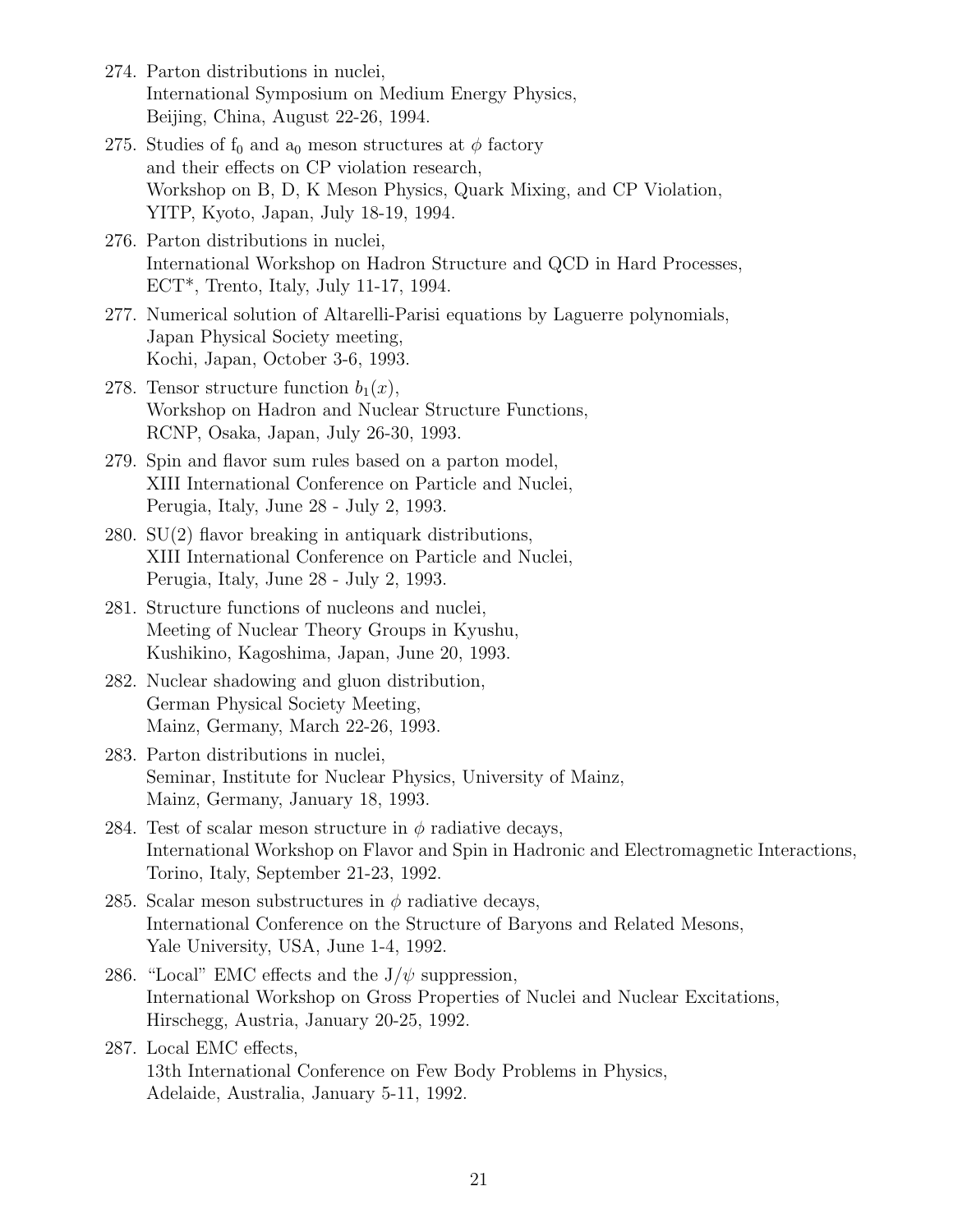274. Parton distributions in nuclei,
International Symposium on Medium Energy Physics,
Beijing, China, August 22-26, 1994.

275. Studies of $f_0$ and $a_0$ meson structures at $\phi$ factory
and their effects on CP violation research,
Workshop on B, D, K Meson Physics, Quark Mixing, and CP Violation,
YITP, Kyoto, Japan, July 18-19, 1994.

276. Parton distributions in nuclei,
International Workshop on Hadron Structure and QCD in Hard Processes,
ECT*, Trento, Italy, July 11-17, 1994.

277. Numerical solution of Altarelli-Parisi equations by Laguerre polynomials,
Japan Physical Society meeting,
Kochi, Japan, October 3-6, 1993.

278. Tensor structure function $b_1(x)$,
Workshop on Hadron and Nuclear Structure Functions,
RCNP, Osaka, Japan, July 26-30, 1993.

279. Spin and flavor sum rules based on a parton model,
XIII International Conference on Particle and Nuclei,
Perugia, Italy, June 28 - July 2, 1993.

280. SU(2) flavor breaking in antiquark distributions,
XIII International Conference on Particle and Nuclei,
Perugia, Italy, June 28 - July 2, 1993.

281. Structure functions of nucleons and nuclei,
Meeting of Nuclear Theory Groups in Kyushu,
Kushikino, Kagoshima, Japan, June 20, 1993.

282. Nuclear shadowing and gluon distribution,
German Physical Society Meeting,
Mainz, Germany, March 22-26, 1993.

283. Parton distributions in nuclei,
Seminar, Institute for Nuclear Physics, University of Mainz,
Mainz, Germany, January 18, 1993.

284. Test of scalar meson structure in $\phi$ radiative decays,
International Workshop on Flavor and Spin in Hadronic and Electromagnetic Interactions,
Torino, Italy, September 21-23, 1992.

285. Scalar meson substructures in $\phi$ radiative decays,
International Conference on the Structure of Baryons and Related Mesons,
Yale University, USA, June 1-4, 1992.

286. "Local" EMC effects and the $J/\psi$ suppression,
International Workshop on Gross Properties of Nuclei and Nuclear Excitations,
Hirschegg, Austria, January 20-25, 1992.

287. Local EMC effects,
13th International Conference on Few Body Problems in Physics,
Adelaide, Australia, January 5-11, 1992.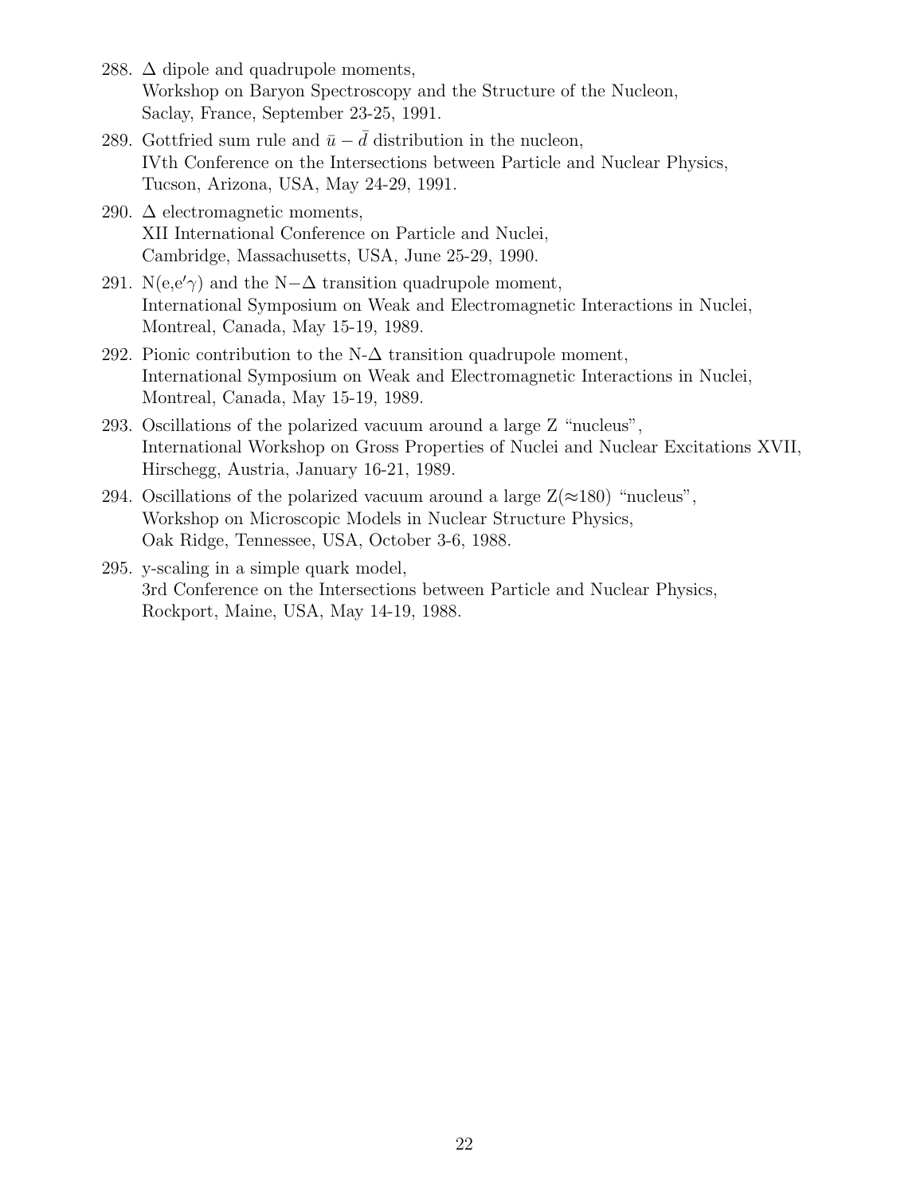288. $\Delta$ dipole and quadrupole moments,
     Workshop on Baryon Spectroscopy and the Structure of the Nucleon,
     Saclay, France, September 23-25, 1991.

289. Gottfried sum rule and $\bar{u} - \bar{d}$ distribution in the nucleon,
     IVth Conference on the Intersections between Particle and Nuclear Physics,
     Tucson, Arizona, USA, May 24-29, 1991.

290. $\Delta$ electromagnetic moments,
     XII International Conference on Particle and Nuclei,
     Cambridge, Massachusetts, USA, June 25-29, 1990.

291. N(e,e$'\gamma$) and the N$-\Delta$ transition quadrupole moment,
     International Symposium on Weak and Electromagnetic Interactions in Nuclei,
     Montreal, Canada, May 15-19, 1989.

292. Pionic contribution to the N-$\Delta$ transition quadrupole moment,
     International Symposium on Weak and Electromagnetic Interactions in Nuclei,
     Montreal, Canada, May 15-19, 1989.

293. Oscillations of the polarized vacuum around a large Z "nucleus",
     International Workshop on Gross Properties of Nuclei and Nuclear Excitations XVII,
     Hirschegg, Austria, January 16-21, 1989.

294. Oscillations of the polarized vacuum around a large Z($\approx$180) "nucleus",
     Workshop on Microscopic Models in Nuclear Structure Physics,
     Oak Ridge, Tennessee, USA, October 3-6, 1988.

295. y-scaling in a simple quark model,
     3rd Conference on the Intersections between Particle and Nuclear Physics,
     Rockport, Maine, USA, May 14-19, 1988.